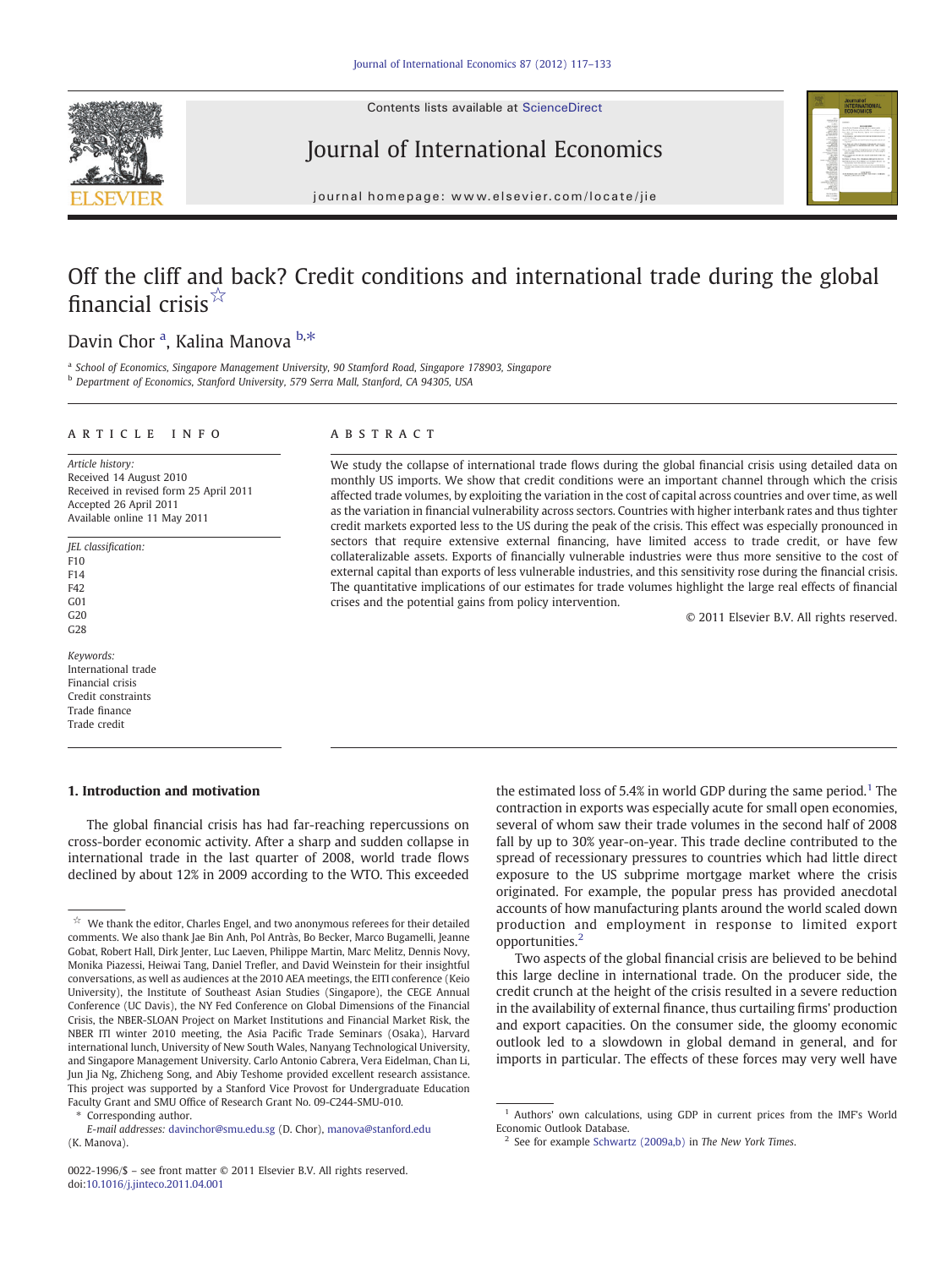# Off the cliff and back? Credit conditions and international trade during the global financial crisis ☆

Davin Chor [a], Kalina Manova [b,*]

[a] School of Economics, Singapore Management University, 90 Stamford Road, Singapore 178903, Singapore

[b] Department of Economics, Stanford University, 579 Serra Mall, Stanford, CA 94305, USA

## ARTICLE INFO

*Article history:*
Received 14 August 2010
Received in revised form 25 April 2011
Accepted 26 April 2011
Available online 11 May 2011

*JEL classification:*
F10
F14
F42
G01
G20
G28

*Keywords:*
International trade
Financial crisis
Credit constraints
Trade finance
Trade credit

## ABSTRACT

We study the collapse of international trade flows during the global financial crisis using detailed data on monthly US imports. We show that credit conditions were an important channel through which the crisis affected trade volumes, by exploiting the variation in the cost of capital across countries and over time, as well as the variation in financial vulnerability across sectors. Countries with higher interbank rates and thus tighter credit markets exported less to the US during the peak of the crisis. This effect was especially pronounced in sectors that require extensive external financing, have limited access to trade credit, or have few collateralizable assets. Exports of financially vulnerable industries were thus more sensitive to the cost of external capital than exports of less vulnerable industries, and this sensitivity rose during the financial crisis. The quantitative implications of our estimates for trade volumes highlight the large real effects of financial crises and the potential gains from policy intervention.

© 2011 Elsevier B.V. All rights reserved.

## 1. Introduction and motivation

The global financial crisis has had far-reaching repercussions on cross-border economic activity. After a sharp and sudden collapse in international trade in the last quarter of 2008, world trade flows declined by about 12% in 2009 according to the WTO. This exceeded the estimated loss of 5.4% in world GDP during the same period.[1] The contraction in exports was especially acute for small open economies, several of whom saw their trade volumes in the second half of 2008 fall by up to 30% year-on-year. This trade decline contributed to the spread of recessionary pressures to countries which had little direct exposure to the US subprime mortgage market where the crisis originated. For example, the popular press has provided anecdotal accounts of how manufacturing plants around the world scaled down production and employment in response to limited export opportunities.[2]

Two aspects of the global financial crisis are believed to be behind this large decline in international trade. On the producer side, the credit crunch at the height of the crisis resulted in a severe reduction in the availability of external finance, thus curtailing firms' production and export capacities. On the consumer side, the gloomy economic outlook led to a slowdown in global demand in general, and for imports in particular. The effects of these forces may very well have

---

☆ We thank the editor, Charles Engel, and two anonymous referees for their detailed comments. We also thank Jae Bin Anh, Pol Antràs, Bo Becker, Marco Bugamelli, Jeanne Gobat, Robert Hall, Dirk Jenter, Luc Laeven, Philippe Martin, Marc Melitz, Dennis Novy, Monika Piazessi, Heiwai Tang, Daniel Trefler, and David Weinstein for their insightful conversations, as well as audiences at the 2010 AEA meetings, the EITI conference (Keio University), the Institute of Southeast Asian Studies (Singapore), the CEGE Annual Conference (UC Davis), the NY Fed Conference on Global Dimensions of the Financial Crisis, the NBER-SLOAN Project on Market Institutions and Financial Market Risk, the NBER ITI winter 2010 meeting, the Asia Pacific Trade Seminars (Osaka), Harvard international lunch, University of New South Wales, Nanyang Technological University, and Singapore Management University. Carlo Antonio Cabrera, Vera Eidelman, Chan Li, Jun Jia Ng, Zhicheng Song, and Abiy Teshome provided excellent research assistance. This project was supported by a Stanford Vice Provost for Undergraduate Education Faculty Grant and SMU Office of Research Grant No. 09-C244-SMU-010.

\* Corresponding author.
E-mail addresses: davinchor@smu.edu.sg (D. Chor), manova@stanford.edu (K. Manova).

[1] Authors' own calculations, using GDP in current prices from the IMF's World Economic Outlook Database.

[2] See for example Schwartz (2009a,b) in *The New York Times*.

0022-1996/$ – see front matter © 2011 Elsevier B.V. All rights reserved.
doi:10.1016/j.jinteco.2011.04.001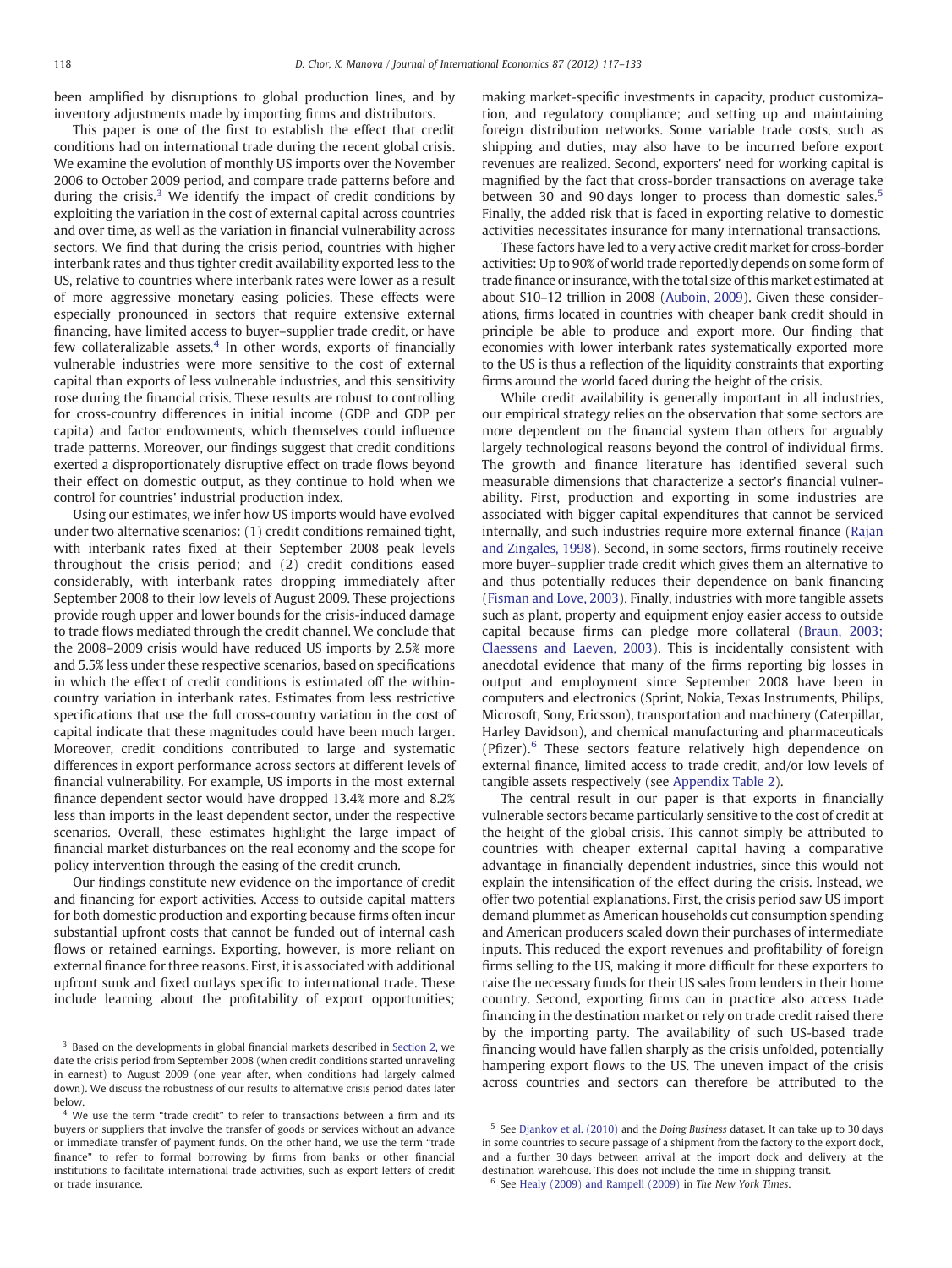been amplified by disruptions to global production lines, and by inventory adjustments made by importing firms and distributors.

This paper is one of the first to establish the effect that credit conditions had on international trade during the recent global crisis. We examine the evolution of monthly US imports over the November 2006 to October 2009 period, and compare trade patterns before and during the crisis.[3] We identify the impact of credit conditions by exploiting the variation in the cost of external capital across countries and over time, as well as the variation in financial vulnerability across sectors. We find that during the crisis period, countries with higher interbank rates and thus tighter credit availability exported less to the US, relative to countries where interbank rates were lower as a result of more aggressive monetary easing policies. These effects were especially pronounced in sectors that require extensive external financing, have limited access to buyer–supplier trade credit, or have few collateralizable assets.[4] In other words, exports of financially vulnerable industries were more sensitive to the cost of external capital than exports of less vulnerable industries, and this sensitivity rose during the financial crisis. These results are robust to controlling for cross-country differences in initial income (GDP and GDP per capita) and factor endowments, which themselves could influence trade patterns. Moreover, our findings suggest that credit conditions exerted a disproportionately disruptive effect on trade flows beyond their effect on domestic output, as they continue to hold when we control for countries' industrial production index.

Using our estimates, we infer how US imports would have evolved under two alternative scenarios: (1) credit conditions remained tight, with interbank rates fixed at their September 2008 peak levels throughout the crisis period; and (2) credit conditions eased considerably, with interbank rates dropping immediately after September 2008 to their low levels of August 2009. These projections provide rough upper and lower bounds for the crisis-induced damage to trade flows mediated through the credit channel. We conclude that the 2008–2009 crisis would have reduced US imports by 2.5% more and 5.5% less under these respective scenarios, based on specifications in which the effect of credit conditions is estimated off the within-country variation in interbank rates. Estimates from less restrictive specifications that use the full cross-country variation in the cost of capital indicate that these magnitudes could have been much larger. Moreover, credit conditions contributed to large and systematic differences in export performance across sectors at different levels of financial vulnerability. For example, US imports in the most external finance dependent sector would have dropped 13.4% more and 8.2% less than imports in the least dependent sector, under the respective scenarios. Overall, these estimates highlight the large impact of financial market disturbances on the real economy and the scope for policy intervention through the easing of the credit crunch.

Our findings constitute new evidence on the importance of credit and financing for export activities. Access to outside capital matters for both domestic production and exporting because firms often incur substantial upfront costs that cannot be funded out of internal cash flows or retained earnings. Exporting, however, is more reliant on external finance for three reasons. First, it is associated with additional upfront sunk and fixed outlays specific to international trade. These include learning about the profitability of export opportunities; making market-specific investments in capacity, product customization, and regulatory compliance; and setting up and maintaining foreign distribution networks. Some variable trade costs, such as shipping and duties, may also have to be incurred before export revenues are realized. Second, exporters' need for working capital is magnified by the fact that cross-border transactions on average take between 30 and 90 days longer to process than domestic sales.[5] Finally, the added risk that is faced in exporting relative to domestic activities necessitates insurance for many international transactions.

These factors have led to a very active credit market for cross-border activities: Up to 90% of world trade reportedly depends on some form of trade finance or insurance, with the total size of this market estimated at about \$10–12 trillion in 2008 (Auboin, 2009). Given these considerations, firms located in countries with cheaper bank credit should in principle be able to produce and export more. Our finding that economies with lower interbank rates systematically exported more to the US is thus a reflection of the liquidity constraints that exporting firms around the world faced during the height of the crisis.

While credit availability is generally important in all industries, our empirical strategy relies on the observation that some sectors are more dependent on the financial system than others for arguably largely technological reasons beyond the control of individual firms. The growth and finance literature has identified several such measurable dimensions that characterize a sector's financial vulnerability. First, production and exporting in some industries are associated with bigger capital expenditures that cannot be serviced internally, and such industries require more external finance (Rajan and Zingales, 1998). Second, in some sectors, firms routinely receive more buyer–supplier trade credit which gives them an alternative to and thus potentially reduces their dependence on bank financing (Fisman and Love, 2003). Finally, industries with more tangible assets such as plant, property and equipment enjoy easier access to outside capital because firms can pledge more collateral (Braun, 2003; Claessens and Laeven, 2003). This is incidentally consistent with anecdotal evidence that many of the firms reporting big losses in output and employment since September 2008 have been in computers and electronics (Sprint, Nokia, Texas Instruments, Philips, Microsoft, Sony, Ericsson), transportation and machinery (Caterpillar, Harley Davidson), and chemical manufacturing and pharmaceuticals (Pfizer).[6] These sectors feature relatively high dependence on external finance, limited access to trade credit, and/or low levels of tangible assets respectively (see Appendix Table 2).

The central result in our paper is that exports in financially vulnerable sectors became particularly sensitive to the cost of credit at the height of the global crisis. This cannot simply be attributed to countries with cheaper external capital having a comparative advantage in financially dependent industries, since this would not explain the intensification of the effect during the crisis. Instead, we offer two potential explanations. First, the crisis period saw US import demand plummet as American households cut consumption spending and American producers scaled down their purchases of intermediate inputs. This reduced the export revenues and profitability of foreign firms selling to the US, making it more difficult for these exporters to raise the necessary funds for their US sales from lenders in their home country. Second, exporting firms can in practice also access trade financing in the destination market or rely on trade credit raised there by the importing party. The availability of such US-based trade financing would have fallen sharply as the crisis unfolded, potentially hampering export flows to the US. The uneven impact of the crisis across countries and sectors can therefore be attributed to the

[3] Based on the developments in global financial markets described in Section 2, we date the crisis period from September 2008 (when credit conditions started unraveling in earnest) to August 2009 (one year after, when conditions had largely calmed down). We discuss the robustness of our results to alternative crisis period dates later below.

[4] We use the term "trade credit" to refer to transactions between a firm and its buyers or suppliers that involve the transfer of goods or services without an advance or immediate transfer of payment funds. On the other hand, we use the term "trade finance" to refer to formal borrowing by firms from banks or other financial institutions to facilitate international trade activities, such as export letters of credit or trade insurance.

[5] See Djankov et al. (2010) and the *Doing Business* dataset. It can take up to 30 days in some countries to secure passage of a shipment from the factory to the export dock, and a further 30 days between arrival at the import dock and delivery at the destination warehouse. This does not include the time in shipping transit.

[6] See Healy (2009) and Rampell (2009) in *The New York Times*.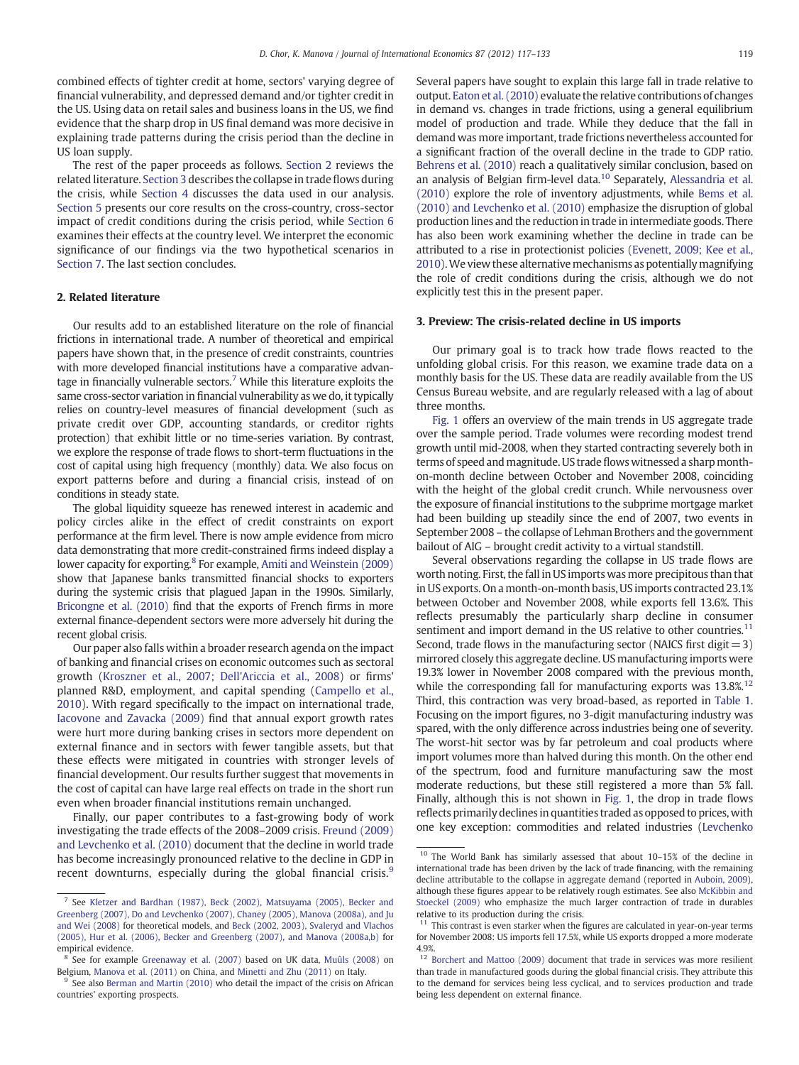combined effects of tighter credit at home, sectors' varying degree of financial vulnerability, and depressed demand and/or tighter credit in the US. Using data on retail sales and business loans in the US, we find evidence that the sharp drop in US final demand was more decisive in explaining trade patterns during the crisis period than the decline in US loan supply.

The rest of the paper proceeds as follows. Section 2 reviews the related literature. Section 3 describes the collapse in trade flows during the crisis, while Section 4 discusses the data used in our analysis. Section 5 presents our core results on the cross-country, cross-sector impact of credit conditions during the crisis period, while Section 6 examines their effects at the country level. We interpret the economic significance of our findings via the two hypothetical scenarios in Section 7. The last section concludes.

## 2. Related literature

Our results add to an established literature on the role of financial frictions in international trade. A number of theoretical and empirical papers have shown that, in the presence of credit constraints, countries with more developed financial institutions have a comparative advantage in financially vulnerable sectors.[7] While this literature exploits the same cross-sector variation in financial vulnerability as we do, it typically relies on country-level measures of financial development (such as private credit over GDP, accounting standards, or creditor rights protection) that exhibit little or no time-series variation. By contrast, we explore the response of trade flows to short-term fluctuations in the cost of capital using high frequency (monthly) data. We also focus on export patterns before and during a financial crisis, instead of on conditions in steady state.

The global liquidity squeeze has renewed interest in academic and policy circles alike in the effect of credit constraints on export performance at the firm level. There is now ample evidence from micro data demonstrating that more credit-constrained firms indeed display a lower capacity for exporting.[8] For example, Amiti and Weinstein (2009) show that Japanese banks transmitted financial shocks to exporters during the systemic crisis that plagued Japan in the 1990s. Similarly, Bricongne et al. (2010) find that the exports of French firms in more external finance-dependent sectors were more adversely hit during the recent global crisis.

Our paper also falls within a broader research agenda on the impact of banking and financial crises on economic outcomes such as sectoral growth (Kroszner et al., 2007; Dell'Ariccia et al., 2008) or firms' planned R&D, employment, and capital spending (Campello et al., 2010). With regard specifically to the impact on international trade, Iacovone and Zavacka (2009) find that annual export growth rates were hurt more during banking crises in sectors more dependent on external finance and in sectors with fewer tangible assets, but that these effects were mitigated in countries with stronger levels of financial development. Our results further suggest that movements in the cost of capital can have large real effects on trade in the short run even when broader financial institutions remain unchanged.

Finally, our paper contributes to a fast-growing body of work investigating the trade effects of the 2008–2009 crisis. Freund (2009) and Levchenko et al. (2010) document that the decline in world trade has become increasingly pronounced relative to the decline in GDP in recent downturns, especially during the global financial crisis.[9] Several papers have sought to explain this large fall in trade relative to output. Eaton et al. (2010) evaluate the relative contributions of changes in demand vs. changes in trade frictions, using a general equilibrium model of production and trade. While they deduce that the fall in demand was more important, trade frictions nevertheless accounted for a significant fraction of the overall decline in the trade to GDP ratio. Behrens et al. (2010) reach a qualitatively similar conclusion, based on an analysis of Belgian firm-level data.[10] Separately, Alessandria et al. (2010) explore the role of inventory adjustments, while Bems et al. (2010) and Levchenko et al. (2010) emphasize the disruption of global production lines and the reduction in trade in intermediate goods. There has also been work examining whether the decline in trade can be attributed to a rise in protectionist policies (Evenett, 2009; Kee et al., 2010). We view these alternative mechanisms as potentially magnifying the role of credit conditions during the crisis, although we do not explicitly test this in the present paper.

## 3. Preview: The crisis-related decline in US imports

Our primary goal is to track how trade flows reacted to the unfolding global crisis. For this reason, we examine trade data on a monthly basis for the US. These data are readily available from the US Census Bureau website, and are regularly released with a lag of about three months.

Fig. 1 offers an overview of the main trends in US aggregate trade over the sample period. Trade volumes were recording modest trend growth until mid-2008, when they started contracting severely both in terms of speed and magnitude. US trade flows witnessed a sharp month-on-month decline between October and November 2008, coinciding with the height of the global credit crunch. While nervousness over the exposure of financial institutions to the subprime mortgage market had been building up steadily since the end of 2007, two events in September 2008 – the collapse of Lehman Brothers and the government bailout of AIG – brought credit activity to a virtual standstill.

Several observations regarding the collapse in US trade flows are worth noting. First, the fall in US imports was more precipitous than that in US exports. On a month-on-month basis, US imports contracted 23.1% between October and November 2008, while exports fell 13.6%. This reflects presumably the particularly sharp decline in consumer sentiment and import demand in the US relative to other countries.[11] Second, trade flows in the manufacturing sector (NAICS first digit = 3) mirrored closely this aggregate decline. US manufacturing imports were 19.3% lower in November 2008 compared with the previous month, while the corresponding fall for manufacturing exports was 13.8%.[12] Third, this contraction was very broad-based, as reported in Table 1. Focusing on the import figures, no 3-digit manufacturing industry was spared, with the only difference across industries being one of severity. The worst-hit sector was by far petroleum and coal products where import volumes more than halved during this month. On the other end of the spectrum, food and furniture manufacturing saw the most moderate reductions, but these still registered a more than 5% fall. Finally, although this is not shown in Fig. 1, the drop in trade flows reflects primarily declines in quantities traded as opposed to prices, with one key exception: commodities and related industries (Levchenko

---

[7] See Kletzer and Bardhan (1987), Beck (2002), Matsuyama (2005), Becker and Greenberg (2007), Do and Levchenko (2007), Chaney (2005), Manova (2008a), and Ju and Wei (2008) for theoretical models, and Beck (2002, 2003), Svaleryd and Vlachos (2005), Hur et al. (2006), Becker and Greenberg (2007), and Manova (2008a,b) for empirical evidence.

[8] See for example Greenaway et al. (2007) based on UK data, Muûls (2008) on Belgium, Manova et al. (2011) on China, and Minetti and Zhu (2011) on Italy.

[9] See also Berman and Martin (2010) who detail the impact of the crisis on African countries' exporting prospects.

[10] The World Bank has similarly assessed that about 10–15% of the decline in international trade has been driven by the lack of trade financing, with the remaining decline attributable to the collapse in aggregate demand (reported in Auboin, 2009), although these figures appear to be relatively rough estimates. See also McKibbin and Stoeckel (2009) who emphasize the much larger contraction of trade in durables relative to its production during the crisis.

[11] This contrast is even starker when the figures are calculated in year-on-year terms for November 2008: US imports fell 17.5%, while US exports dropped a more moderate 4.9%.

[12] Borchert and Mattoo (2009) document that trade in services was more resilient than trade in manufactured goods during the global financial crisis. They attribute this to the demand for services being less cyclical, and to services production and trade being less dependent on external finance.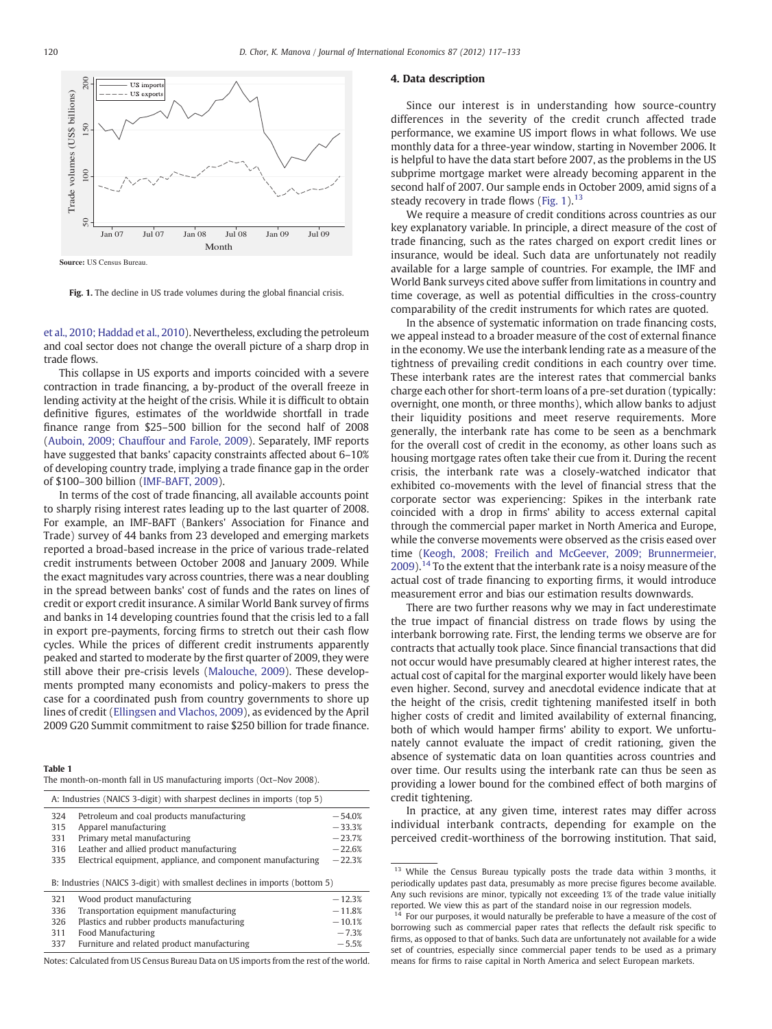Source: US Census Bureau.

Fig. 1. The decline in US trade volumes during the global financial crisis.

et al., 2010; Haddad et al., 2010). Nevertheless, excluding the petroleum and coal sector does not change the overall picture of a sharp drop in trade flows.

This collapse in US exports and imports coincided with a severe contraction in trade financing, a by-product of the overall freeze in lending activity at the height of the crisis. While it is difficult to obtain definitive figures, estimates of the worldwide shortfall in trade finance range from \$25–500 billion for the second half of 2008 (Auboin, 2009; Chauffour and Farole, 2009). Separately, IMF reports have suggested that banks' capacity constraints affected about 6–10% of developing country trade, implying a trade finance gap in the order of \$100–300 billion (IMF-BAFT, 2009).

In terms of the cost of trade financing, all available accounts point to sharply rising interest rates leading up to the last quarter of 2008. For example, an IMF-BAFT (Bankers' Association for Finance and Trade) survey of 44 banks from 23 developed and emerging markets reported a broad-based increase in the price of various trade-related credit instruments between October 2008 and January 2009. While the exact magnitudes vary across countries, there was a near doubling in the spread between banks' cost of funds and the rates on lines of credit or export credit insurance. A similar World Bank survey of firms and banks in 14 developing countries found that the crisis led to a fall in export pre-payments, forcing firms to stretch out their cash flow cycles. While the prices of different credit instruments apparently peaked and started to moderate by the first quarter of 2009, they were still above their pre-crisis levels (Malouche, 2009). These developments prompted many economists and policy-makers to press the case for a coordinated push from country governments to shore up lines of credit (Ellingsen and Vlachos, 2009), as evidenced by the April 2009 G20 Summit commitment to raise \$250 billion for trade finance.

**Table 1**
The month-on-month fall in US manufacturing imports (Oct–Nov 2008).

| A: Industries (NAICS 3-digit) with sharpest declines in imports (top 5) | | |
|---|---|---|
| 324 | Petroleum and coal products manufacturing | −54.0% |
| 315 | Apparel manufacturing | −33.3% |
| 331 | Primary metal manufacturing | −23.7% |
| 316 | Leather and allied product manufacturing | −22.6% |
| 335 | Electrical equipment, appliance, and component manufacturing | −22.3% |
| **B: Industries (NAICS 3-digit) with smallest declines in imports (bottom 5)** | | |
| 321 | Wood product manufacturing | −12.3% |
| 336 | Transportation equipment manufacturing | −11.8% |
| 326 | Plastics and rubber products manufacturing | −10.1% |
| 311 | Food Manufacturing | −7.3% |
| 337 | Furniture and related product manufacturing | −5.5% |

Notes: Calculated from US Census Bureau Data on US imports from the rest of the world.

## 4. Data description

Since our interest is in understanding how source-country differences in the severity of the credit crunch affected trade performance, we examine US import flows in what follows. We use monthly data for a three-year window, starting in November 2006. It is helpful to have the data start before 2007, as the problems in the US subprime mortgage market were already becoming apparent in the second half of 2007. Our sample ends in October 2009, amid signs of a steady recovery in trade flows (Fig. 1).[13]

We require a measure of credit conditions across countries as our key explanatory variable. In principle, a direct measure of the cost of trade financing, such as the rates charged on export credit lines or insurance, would be ideal. Such data are unfortunately not readily available for a large sample of countries. For example, the IMF and World Bank surveys cited above suffer from limitations in country and time coverage, as well as potential difficulties in the cross-country comparability of the credit instruments for which rates are quoted.

In the absence of systematic information on trade financing costs, we appeal instead to a broader measure of the cost of external finance in the economy. We use the interbank lending rate as a measure of the tightness of prevailing credit conditions in each country over time. These interbank rates are the interest rates that commercial banks charge each other for short-term loans of a pre-set duration (typically: overnight, one month, or three months), which allow banks to adjust their liquidity positions and meet reserve requirements. More generally, the interbank rate has come to be seen as a benchmark for the overall cost of credit in the economy, as other loans such as housing mortgage rates often take their cue from it. During the recent crisis, the interbank rate was a closely-watched indicator that exhibited co-movements with the level of financial stress that the corporate sector was experiencing: Spikes in the interbank rate coincided with a drop in firms' ability to access external capital through the commercial paper market in North America and Europe, while the converse movements were observed as the crisis eased over time (Keogh, 2008; Freilich and McGeever, 2009; Brunnermeier, 2009).[14] To the extent that the interbank rate is a noisy measure of the actual cost of trade financing to exporting firms, it would introduce measurement error and bias our estimation results downwards.

There are two further reasons why we may in fact underestimate the true impact of financial distress on trade flows by using the interbank borrowing rate. First, the lending terms we observe are for contracts that actually took place. Since financial transactions that did not occur would have presumably cleared at higher interest rates, the actual cost of capital for the marginal exporter would likely have been even higher. Second, survey and anecdotal evidence indicate that at the height of the crisis, credit tightening manifested itself in both higher costs of credit and limited availability of external financing, both of which would hamper firms' ability to export. We unfortunately cannot evaluate the impact of credit rationing, given the absence of systematic data on loan quantities across countries and over time. Our results using the interbank rate can thus be seen as providing a lower bound for the combined effect of both margins of credit tightening.

In practice, at any given time, interest rates may differ across individual interbank contracts, depending for example on the perceived credit-worthiness of the borrowing institution. That said,

[13] While the Census Bureau typically posts the trade data within 3 months, it periodically updates past data, presumably as more precise figures become available. Any such revisions are minor, typically not exceeding 1% of the trade value initially reported. We view this as part of the standard noise in our regression models.

[14] For our purposes, it would naturally be preferable to have a measure of the cost of borrowing such as commercial paper rates that reflects the default risk specific to firms, as opposed to that of banks. Such data are unfortunately not available for a wide set of countries, especially since commercial paper tends to be used as a primary means for firms to raise capital in North America and select European markets.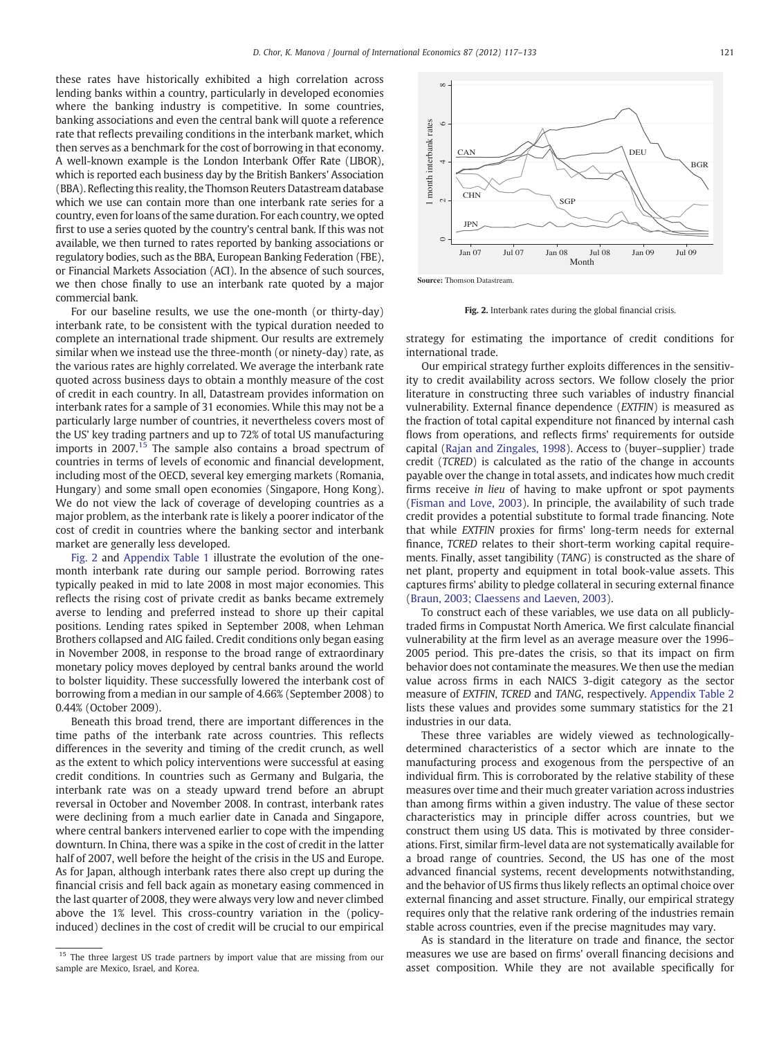these rates have historically exhibited a high correlation across lending banks within a country, particularly in developed economies where the banking industry is competitive. In some countries, banking associations and even the central bank will quote a reference rate that reflects prevailing conditions in the interbank market, which then serves as a benchmark for the cost of borrowing in that economy. A well-known example is the London Interbank Offer Rate (LIBOR), which is reported each business day by the British Bankers' Association (BBA). Reflecting this reality, the Thomson Reuters Datastream database which we use can contain more than one interbank rate series for a country, even for loans of the same duration. For each country, we opted first to use a series quoted by the country's central bank. If this was not available, we then turned to rates reported by banking associations or regulatory bodies, such as the BBA, European Banking Federation (FBE), or Financial Markets Association (ACI). In the absence of such sources, we then chose finally to use an interbank rate quoted by a major commercial bank.

For our baseline results, we use the one-month (or thirty-day) interbank rate, to be consistent with the typical duration needed to complete an international trade shipment. Our results are extremely similar when we instead use the three-month (or ninety-day) rate, as the various rates are highly correlated. We average the interbank rate quoted across business days to obtain a monthly measure of the cost of credit in each country. In all, Datastream provides information on interbank rates for a sample of 31 economies. While this may not be a particularly large number of countries, it nevertheless covers most of the US' key trading partners and up to 72% of total US manufacturing imports in 2007.[15] The sample also contains a broad spectrum of countries in terms of levels of economic and financial development, including most of the OECD, several key emerging markets (Romania, Hungary) and some small open economies (Singapore, Hong Kong). We do not view the lack of coverage of developing countries as a major problem, as the interbank rate is likely a poorer indicator of the cost of credit in countries where the banking sector and interbank market are generally less developed.

Fig. 2 and Appendix Table 1 illustrate the evolution of the one-month interbank rate during our sample period. Borrowing rates typically peaked in mid to late 2008 in most major economies. This reflects the rising cost of private credit as banks became extremely averse to lending and preferred instead to shore up their capital positions. Lending rates spiked in September 2008, when Lehman Brothers collapsed and AIG failed. Credit conditions only began easing in November 2008, in response to the broad range of extraordinary monetary policy moves deployed by central banks around the world to bolster liquidity. These successfully lowered the interbank cost of borrowing from a median in our sample of 4.66% (September 2008) to 0.44% (October 2009).

Beneath this broad trend, there are important differences in the time paths of the interbank rate across countries. This reflects differences in the severity and timing of the credit crunch, as well as the extent to which policy interventions were successful at easing credit conditions. In countries such as Germany and Bulgaria, the interbank rate was on a steady upward trend before an abrupt reversal in October and November 2008. In contrast, interbank rates were declining from a much earlier date in Canada and Singapore, where central bankers intervened earlier to cope with the impending downturn. In China, there was a spike in the cost of credit in the latter half of 2007, well before the height of the crisis in the US and Europe. As for Japan, although interbank rates there also crept up during the financial crisis and fell back again as monetary easing commenced in the last quarter of 2008, they were always very low and never climbed above the 1% level. This cross-country variation in the (policy-induced) declines in the cost of credit will be crucial to our empirical strategy for estimating the importance of credit conditions for international trade.

Source: Thomson Datastream.

Fig. 2. Interbank rates during the global financial crisis.

Our empirical strategy further exploits differences in the sensitivity to credit availability across sectors. We follow closely the prior literature in constructing three such variables of industry financial vulnerability. External finance dependence (*EXTFIN*) is measured as the fraction of total capital expenditure not financed by internal cash flows from operations, and reflects firms' requirements for outside capital (Rajan and Zingales, 1998). Access to (buyer–supplier) trade credit (*TCRED*) is calculated as the ratio of the change in accounts payable over the change in total assets, and indicates how much credit firms receive *in lieu* of having to make upfront or spot payments (Fisman and Love, 2003). In principle, the availability of such trade credit provides a potential substitute to formal trade financing. Note that while *EXTFIN* proxies for firms' long-term needs for external finance, *TCRED* relates to their short-term working capital requirements. Finally, asset tangibility (*TANG*) is constructed as the share of net plant, property and equipment in total book-value assets. This captures firms' ability to pledge collateral in securing external finance (Braun, 2003; Claessens and Laeven, 2003).

To construct each of these variables, we use data on all publicly-traded firms in Compustat North America. We first calculate financial vulnerability at the firm level as an average measure over the 1996–2005 period. This pre-dates the crisis, so that its impact on firm behavior does not contaminate the measures. We then use the median value across firms in each NAICS 3-digit category as the sector measure of *EXTFIN*, *TCRED* and *TANG*, respectively. Appendix Table 2 lists these values and provides some summary statistics for the 21 industries in our data.

These three variables are widely viewed as technologically-determined characteristics of a sector which are innate to the manufacturing process and exogenous from the perspective of an individual firm. This is corroborated by the relative stability of these measures over time and their much greater variation across industries than among firms within a given industry. The value of these sector characteristics may in principle differ across countries, but we construct them using US data. This is motivated by three considerations. First, similar firm-level data are not systematically available for a broad range of countries. Second, the US has one of the most advanced financial systems, recent developments notwithstanding, and the behavior of US firms thus likely reflects an optimal choice over external financing and asset structure. Finally, our empirical strategy requires only that the relative rank ordering of the industries remain stable across countries, even if the precise magnitudes may vary.

As is standard in the literature on trade and finance, the sector measures we use are based on firms' overall financing decisions and asset composition. While they are not available specifically for

[15] The three largest US trade partners by import value that are missing from our sample are Mexico, Israel, and Korea.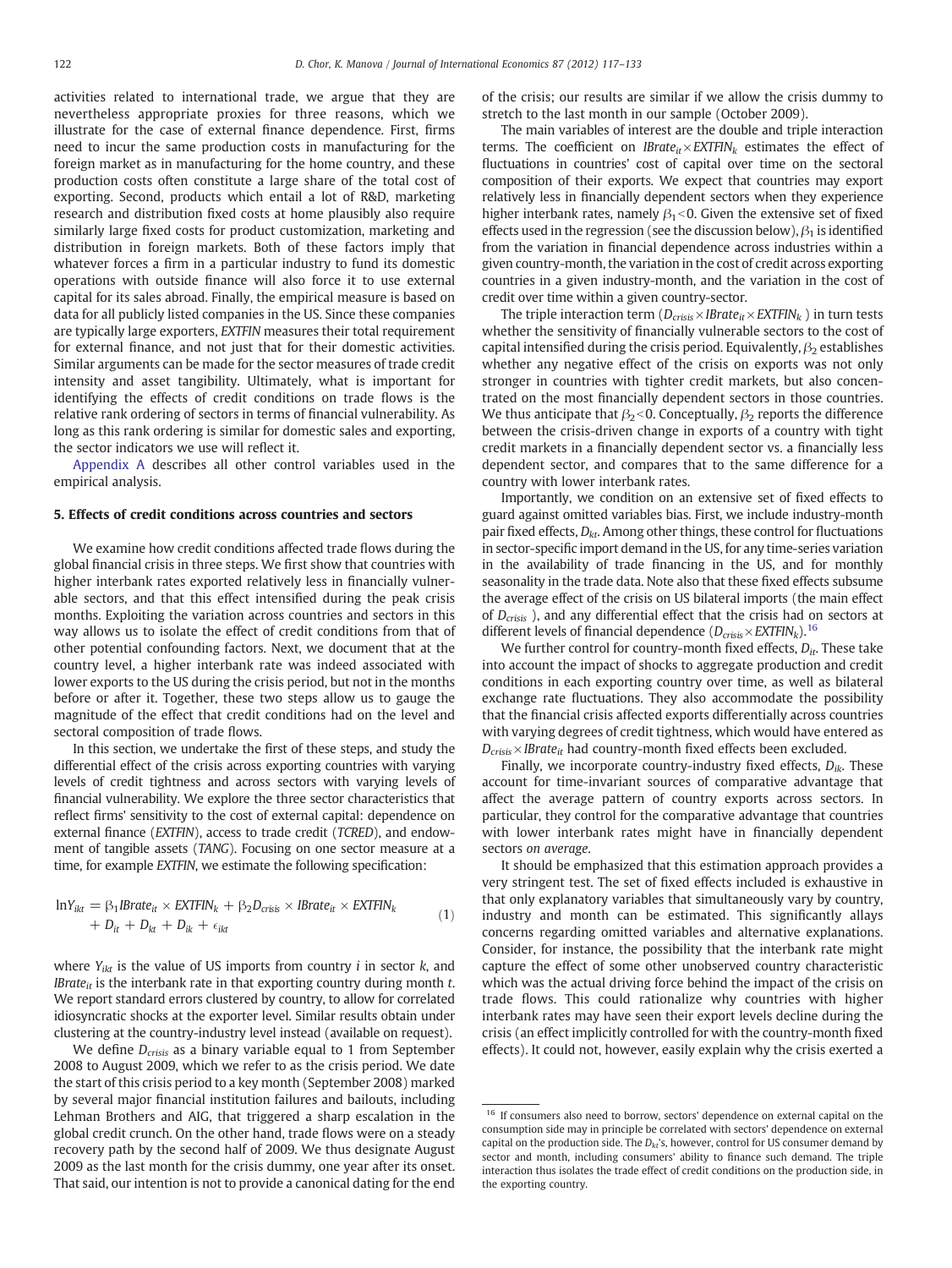activities related to international trade, we argue that they are nevertheless appropriate proxies for three reasons, which we illustrate for the case of external finance dependence. First, firms need to incur the same production costs in manufacturing for the foreign market as in manufacturing for the home country, and these production costs often constitute a large share of the total cost of exporting. Second, products which entail a lot of R&D, marketing research and distribution fixed costs at home plausibly also require similarly large fixed costs for product customization, marketing and distribution in foreign markets. Both of these factors imply that whatever forces a firm in a particular industry to fund its domestic operations with outside finance will also force it to use external capital for its sales abroad. Finally, the empirical measure is based on data for all publicly listed companies in the US. Since these companies are typically large exporters, *EXTFIN* measures their total requirement for external finance, and not just that for their domestic activities. Similar arguments can be made for the sector measures of trade credit intensity and asset tangibility. Ultimately, what is important for identifying the effects of credit conditions on trade flows is the relative rank ordering of sectors in terms of financial vulnerability. As long as this rank ordering is similar for domestic sales and exporting, the sector indicators we use will reflect it.

Appendix A describes all other control variables used in the empirical analysis.

## 5. Effects of credit conditions across countries and sectors

We examine how credit conditions affected trade flows during the global financial crisis in three steps. We first show that countries with higher interbank rates exported relatively less in financially vulnerable sectors, and that this effect intensified during the peak crisis months. Exploiting the variation across countries and sectors in this way allows us to isolate the effect of credit conditions from that of other potential confounding factors. Next, we document that at the country level, a higher interbank rate was indeed associated with lower exports to the US during the crisis period, but not in the months before or after it. Together, these two steps allow us to gauge the magnitude of the effect that credit conditions had on the level and sectoral composition of trade flows.

In this section, we undertake the first of these steps, and study the differential effect of the crisis across exporting countries with varying levels of credit tightness and across sectors with varying levels of financial vulnerability. We explore the three sector characteristics that reflect firms' sensitivity to the cost of external capital: dependence on external finance (*EXTFIN*), access to trade credit (*TCRED*), and endowment of tangible assets (*TANG*). Focusing on one sector measure at a time, for example *EXTFIN*, we estimate the following specification:

$$\ln Y_{ikt} = \beta_1 IBrate_{it} \times EXTFIN_k + \beta_2 D_{crisis} \times IBrate_{it} \times EXTFIN_k + D_{it} + D_{kt} + D_{ik} + \epsilon_{ikt} \tag{1}$$

where $Y_{ikt}$ is the value of US imports from country $i$ in sector $k$, and $IBrate_{it}$ is the interbank rate in that exporting country during month $t$. We report standard errors clustered by country, to allow for correlated idiosyncratic shocks at the exporter level. Similar results obtain under clustering at the country-industry level instead (available on request).

We define $D_{crisis}$ as a binary variable equal to 1 from September 2008 to August 2009, which we refer to as the crisis period. We date the start of this crisis period to a key month (September 2008) marked by several major financial institution failures and bailouts, including Lehman Brothers and AIG, that triggered a sharp escalation in the global credit crunch. On the other hand, trade flows were on a steady recovery path by the second half of 2009. We thus designate August 2009 as the last month for the crisis dummy, one year after its onset. That said, our intention is not to provide a canonical dating for the end of the crisis; our results are similar if we allow the crisis dummy to stretch to the last month in our sample (October 2009).

The main variables of interest are the double and triple interaction terms. The coefficient on $IBrate_{it} \times EXTFIN_k$ estimates the effect of fluctuations in countries' cost of capital over time on the sectoral composition of their exports. We expect that countries may export relatively less in financially dependent sectors when they experience higher interbank rates, namely $\beta_1 < 0$. Given the extensive set of fixed effects used in the regression (see the discussion below), $\beta_1$ is identified from the variation in financial dependence across industries within a given country-month, the variation in the cost of credit across exporting countries in a given industry-month, and the variation in the cost of credit over time within a given country-sector.

The triple interaction term ($D_{crisis} \times IBrate_{it} \times EXTFIN_k$) in turn tests whether the sensitivity of financially vulnerable sectors to the cost of capital intensified during the crisis period. Equivalently, $\beta_2$ establishes whether any negative effect of the crisis on exports was not only stronger in countries with tighter credit markets, but also concentrated on the most financially dependent sectors in those countries. We thus anticipate that $\beta_2 < 0$. Conceptually, $\beta_2$ reports the difference between the crisis-driven change in exports of a country with tight credit markets in a financially dependent sector vs. a financially less dependent sector, and compares that to the same difference for a country with lower interbank rates.

Importantly, we condition on an extensive set of fixed effects to guard against omitted variables bias. First, we include industry-month pair fixed effects, $D_{kt}$. Among other things, these control for fluctuations in sector-specific import demand in the US, for any time-series variation in the availability of trade financing in the US, and for monthly seasonality in the trade data. Note also that these fixed effects subsume the average effect of the crisis on US bilateral imports (the main effect of $D_{crisis}$), and any differential effect that the crisis had on sectors at different levels of financial dependence ($D_{crisis} \times EXTFIN_k$).[16]

We further control for country-month fixed effects, $D_{it}$. These take into account the impact of shocks to aggregate production and credit conditions in each exporting country over time, as well as bilateral exchange rate fluctuations. They also accommodate the possibility that the financial crisis affected exports differentially across countries with varying degrees of credit tightness, which would have entered as $D_{crisis} \times IBrate_{it}$ had country-month fixed effects been excluded.

Finally, we incorporate country-industry fixed effects, $D_{ik}$. These account for time-invariant sources of comparative advantage that affect the average pattern of country exports across sectors. In particular, they control for the comparative advantage that countries with lower interbank rates might have in financially dependent sectors *on average*.

It should be emphasized that this estimation approach provides a very stringent test. The set of fixed effects included is exhaustive in that only explanatory variables that simultaneously vary by country, industry and month can be estimated. This significantly allays concerns regarding omitted variables and alternative explanations. Consider, for instance, the possibility that the interbank rate might capture the effect of some other unobserved country characteristic which was the actual driving force behind the impact of the crisis on trade flows. This could rationalize why countries with higher interbank rates may have seen their export levels decline during the crisis (an effect implicitly controlled for with the country-month fixed effects). It could not, however, easily explain why the crisis exerted a

[16] If consumers also need to borrow, sectors' dependence on external capital on the consumption side may in principle be correlated with sectors' dependence on external capital on the production side. The $D_{kt}$'s, however, control for US consumer demand by sector and month, including consumers' ability to finance such demand. The triple interaction thus isolates the trade effect of credit conditions on the production side, in the exporting country.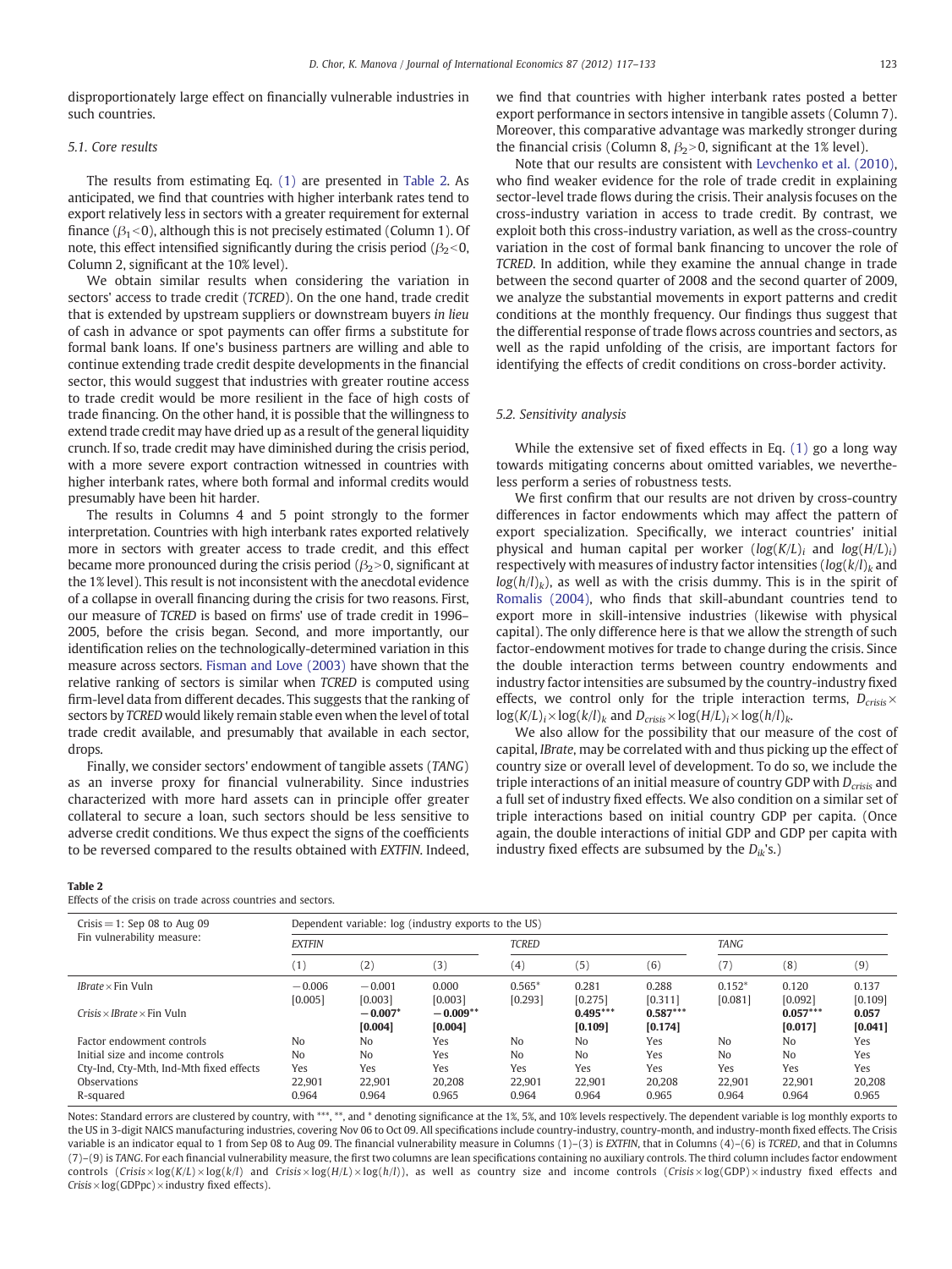disproportionately large effect on financially vulnerable industries in such countries.

### 5.1. Core results

The results from estimating Eq. (1) are presented in Table 2. As anticipated, we find that countries with higher interbank rates tend to export relatively less in sectors with a greater requirement for external finance ($\beta_1 < 0$), although this is not precisely estimated (Column 1). Of note, this effect intensified significantly during the crisis period ($\beta_2 < 0$, Column 2, significant at the 10% level).

We obtain similar results when considering the variation in sectors' access to trade credit (*TCRED*). On the one hand, trade credit that is extended by upstream suppliers or downstream buyers *in lieu* of cash in advance or spot payments can offer firms a substitute for formal bank loans. If one's business partners are willing and able to continue extending trade credit despite developments in the financial sector, this would suggest that industries with greater routine access to trade credit would be more resilient in the face of high costs of trade financing. On the other hand, it is possible that the willingness to extend trade credit may have dried up as a result of the general liquidity crunch. If so, trade credit may have diminished during the crisis period, with a more severe export contraction witnessed in countries with higher interbank rates, where both formal and informal credits would presumably have been hit harder.

The results in Columns 4 and 5 point strongly to the former interpretation. Countries with high interbank rates exported relatively more in sectors with greater access to trade credit, and this effect became more pronounced during the crisis period ($\beta_2 > 0$, significant at the 1% level). This result is not inconsistent with the anecdotal evidence of a collapse in overall financing during the crisis for two reasons. First, our measure of *TCRED* is based on firms' use of trade credit in 1996–2005, before the crisis began. Second, and more importantly, our identification relies on the technologically-determined variation in this measure across sectors. Fisman and Love (2003) have shown that the relative ranking of sectors is similar when *TCRED* is computed using firm-level data from different decades. This suggests that the ranking of sectors by *TCRED* would likely remain stable even when the level of total trade credit available, and presumably that available in each sector, drops.

Finally, we consider sectors' endowment of tangible assets (*TANG*) as an inverse proxy for financial vulnerability. Since industries characterized with more hard assets can in principle offer greater collateral to secure a loan, such sectors should be less sensitive to adverse credit conditions. We thus expect the signs of the coefficients to be reversed compared to the results obtained with *EXTFIN*. Indeed, we find that countries with higher interbank rates posted a better export performance in sectors intensive in tangible assets (Column 7). Moreover, this comparative advantage was markedly stronger during the financial crisis (Column 8, $\beta_2 > 0$, significant at the 1% level).

Note that our results are consistent with Levchenko et al. (2010), who find weaker evidence for the role of trade credit in explaining sector-level trade flows during the crisis. Their analysis focuses on the cross-industry variation in access to trade credit. By contrast, we exploit both this cross-industry variation, as well as the cross-country variation in the cost of formal bank financing to uncover the role of *TCRED*. In addition, while they examine the annual change in trade between the second quarter of 2008 and the second quarter of 2009, we analyze the substantial movements in export patterns and credit conditions at the monthly frequency. Our findings thus suggest that the differential response of trade flows across countries and sectors, as well as the rapid unfolding of the crisis, are important factors for identifying the effects of credit conditions on cross-border activity.

### 5.2. Sensitivity analysis

While the extensive set of fixed effects in Eq. (1) go a long way towards mitigating concerns about omitted variables, we nevertheless perform a series of robustness tests.

We first confirm that our results are not driven by cross-country differences in factor endowments which may affect the pattern of export specialization. Specifically, we interact countries' initial physical and human capital per worker ($log(K/L)_i$ and $log(H/L)_i$) respectively with measures of industry factor intensities ($log(k/l)_k$ and $log(h/l)_k$), as well as with the crisis dummy. This is in the spirit of Romalis (2004), who finds that skill-abundant countries tend to export more in skill-intensive industries (likewise with physical capital). The only difference here is that we allow the strength of such factor-endowment motives for trade to change during the crisis. Since the double interaction terms between country endowments and industry factor intensities are subsumed by the country-industry fixed effects, we control only for the triple interaction terms, $D_{crisis} \times \log(K/L)_i \times \log(k/l)_k$ and $D_{crisis} \times \log(H/L)_i \times \log(h/l)_k$.

We also allow for the possibility that our measure of the cost of capital, *IBrate*, may be correlated with and thus picking up the effect of country size or overall level of development. To do so, we include the triple interactions of an initial measure of country GDP with $D_{crisis}$ and a full set of industry fixed effects. We also condition on a similar set of triple interactions based on initial country GDP per capita. (Once again, the double interactions of initial GDP and GDP per capita with industry fixed effects are subsumed by the $D_{ik}$'s.)

**Table 2**
Effects of the crisis on trade across countries and sectors.

| Crisis = 1: Sep 08 to Aug 09 | Dependent variable: log (industry exports to the US) | | | | | | | | |
|---|---|---|---|---|---|---|---|---|---|
| Fin vulnerability measure: | *EXTFIN* | | | *TCRED* | | | *TANG* | | |
| | (1) | (2) | (3) | (4) | (5) | (6) | (7) | (8) | (9) |
| *IBrate* × Fin Vuln | −0.006 | −0.001 | 0.000 | 0.565* | 0.281 | 0.288 | 0.152* | 0.120 | 0.137 |
| | [0.005] | [0.003] | [0.003] | [0.293] | [0.275] | [0.311] | [0.081] | [0.092] | [0.109] |
| *Crisis* × *IBrate* × Fin Vuln | | **−0.007*** | **−0.009**** | | **0.495***** | **0.587***** | | **0.057***** | **0.057** |
| | | **[0.004]** | **[0.004]** | | **[0.109]** | **[0.174]** | | **[0.017]** | **[0.041]** |
| Factor endowment controls | No | No | Yes | No | No | Yes | No | No | Yes |
| Initial size and income controls | No | No | Yes | No | No | Yes | No | No | Yes |
| Cty-Ind, Cty-Mth, Ind-Mth fixed effects | Yes | Yes | Yes | Yes | Yes | Yes | Yes | Yes | Yes |
| Observations | 22,901 | 22,901 | 20,208 | 22,901 | 22,901 | 20,208 | 22,901 | 22,901 | 20,208 |
| R-squared | 0.964 | 0.964 | 0.965 | 0.964 | 0.964 | 0.965 | 0.964 | 0.964 | 0.965 |

Notes: Standard errors are clustered by country, with ***, **, and * denoting significance at the 1%, 5%, and 10% levels respectively. The dependent variable is log monthly exports to the US in 3-digit NAICS manufacturing industries, covering Nov 06 to Oct 09. All specifications include country-industry, country-month, and industry-month fixed effects. The Crisis variable is an indicator equal to 1 from Sep 08 to Aug 09. The financial vulnerability measure in Columns (1)–(3) is *EXTFIN*, that in Columns (4)–(6) is *TCRED*, and that in Columns (7)–(9) is *TANG*. For each financial vulnerability measure, the first two columns are lean specifications containing no auxiliary controls. The third column includes factor endowment controls ($Crisis \times \log(K/L) \times \log(k/l)$ and $Crisis \times \log(H/L) \times \log(h/l)$), as well as country size and income controls ($Crisis \times \log(\text{GDP}) \times$ industry fixed effects and $Crisis \times \log(\text{GDPpc}) \times$ industry fixed effects).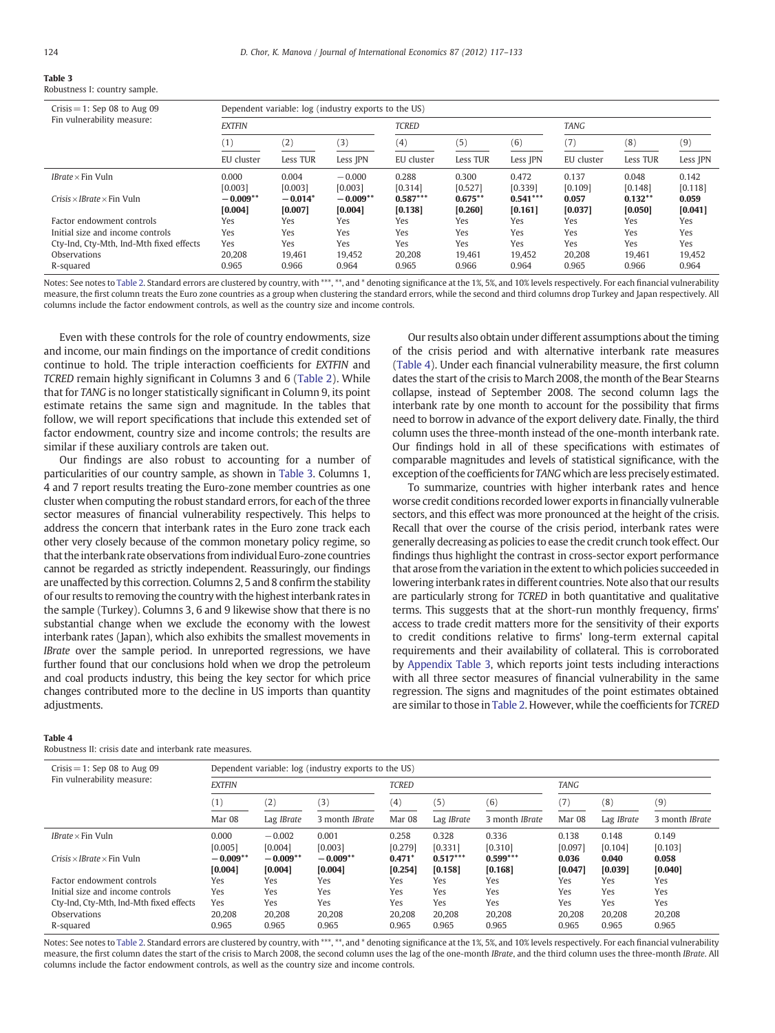**Table 3**
Robustness I: country sample.

| Crisis = 1: Sep 08 to Aug 09 | Dependent variable: log (industry exports to the US) | | | | | | | | |
|---|---|---|---|---|---|---|---|---|---|
| Fin vulnerability measure: | *EXTFIN* | | | *TCRED* | | | *TANG* | | |
| | (1) | (2) | (3) | (4) | (5) | (6) | (7) | (8) | (9) |
| | EU cluster | Less TUR | Less JPN | EU cluster | Less TUR | Less JPN | EU cluster | Less TUR | Less JPN |
| *IBrate* × Fin Vuln | 0.000 | 0.004 | −0.000 | 0.288 | 0.300 | 0.472 | 0.137 | 0.048 | 0.142 |
| | [0.003] | [0.003] | [0.003] | [0.314] | [0.527] | [0.339] | [0.109] | [0.148] | [0.118] |
| *Crisis* × *IBrate* × Fin Vuln | **−0.009**\*\* | **−0.014**\* | **−0.009**\*\* | **0.587**\*\*\* | **0.675**\*\* | **0.541**\*\*\* | **0.057** | **0.132**\*\* | **0.059** |
| | **[0.004]** | **[0.007]** | **[0.004]** | **[0.138]** | **[0.260]** | **[0.161]** | **[0.037]** | **[0.050]** | **[0.041]** |
| Factor endowment controls | Yes | Yes | Yes | Yes | Yes | Yes | Yes | Yes | Yes |
| Initial size and income controls | Yes | Yes | Yes | Yes | Yes | Yes | Yes | Yes | Yes |
| Cty-Ind, Cty-Mth, Ind-Mth fixed effects | Yes | Yes | Yes | Yes | Yes | Yes | Yes | Yes | Yes |
| Observations | 20,208 | 19,461 | 19,452 | 20,208 | 19,461 | 19,452 | 20,208 | 19,461 | 19,452 |
| R-squared | 0.965 | 0.966 | 0.964 | 0.965 | 0.966 | 0.964 | 0.965 | 0.966 | 0.964 |

Notes: See notes to Table 2. Standard errors are clustered by country, with \*\*\*, \*\*, and \* denoting significance at the 1%, 5%, and 10% levels respectively. For each financial vulnerability measure, the first column treats the Euro zone countries as a group when clustering the standard errors, while the second and third columns drop Turkey and Japan respectively. All columns include the factor endowment controls, as well as the country size and income controls.

Even with these controls for the role of country endowments, size and income, our main findings on the importance of credit conditions continue to hold. The triple interaction coefficients for *EXTFIN* and *TCRED* remain highly significant in Columns 3 and 6 (Table 2). While that for *TANG* is no longer statistically significant in Column 9, its point estimate retains the same sign and magnitude. In the tables that follow, we will report specifications that include this extended set of factor endowment, country size and income controls; the results are similar if these auxiliary controls are taken out.

Our findings are also robust to accounting for a number of particularities of our country sample, as shown in Table 3. Columns 1, 4 and 7 report results treating the Euro-zone member countries as one cluster when computing the robust standard errors, for each of the three sector measures of financial vulnerability respectively. This helps to address the concern that interbank rates in the Euro zone track each other very closely because of the common monetary policy regime, so that the interbank rate observations from individual Euro-zone countries cannot be regarded as strictly independent. Reassuringly, our findings are unaffected by this correction. Columns 2, 5 and 8 confirm the stability of our results to removing the country with the highest interbank rates in the sample (Turkey). Columns 3, 6 and 9 likewise show that there is no substantial change when we exclude the economy with the lowest interbank rates (Japan), which also exhibits the smallest movements in *IBrate* over the sample period. In unreported regressions, we have further found that our conclusions hold when we drop the petroleum and coal products industry, this being the key sector for which price changes contributed more to the decline in US imports than quantity adjustments.

Our results also obtain under different assumptions about the timing of the crisis period and with alternative interbank rate measures (Table 4). Under each financial vulnerability measure, the first column dates the start of the crisis to March 2008, the month of the Bear Stearns collapse, instead of September 2008. The second column lags the interbank rate by one month to account for the possibility that firms need to borrow in advance of the export delivery date. Finally, the third column uses the three-month instead of the one-month interbank rate. Our findings hold in all of these specifications with estimates of comparable magnitudes and levels of statistical significance, with the exception of the coefficients for *TANG* which are less precisely estimated.

To summarize, countries with higher interbank rates and hence worse credit conditions recorded lower exports in financially vulnerable sectors, and this effect was more pronounced at the height of the crisis. Recall that over the course of the crisis period, interbank rates were generally decreasing as policies to ease the credit crunch took effect. Our findings thus highlight the contrast in cross-sector export performance that arose from the variation in the extent to which policies succeeded in lowering interbank rates in different countries. Note also that our results are particularly strong for *TCRED* in both quantitative and qualitative terms. This suggests that at the short-run monthly frequency, firms' access to trade credit matters more for the sensitivity of their exports to credit conditions relative to firms' long-term external capital requirements and their availability of collateral. This is corroborated by Appendix Table 3, which reports joint tests including interactions with all three sector measures of financial vulnerability in the same regression. The signs and magnitudes of the point estimates obtained are similar to those in Table 2. However, while the coefficients for *TCRED*

**Table 4**
Robustness II: crisis date and interbank rate measures.

| Crisis = 1: Sep 08 to Aug 09 | Dependent variable: log (industry exports to the US) | | | | | | | | |
|---|---|---|---|---|---|---|---|---|---|
| Fin vulnerability measure: | *EXTFIN* | | | *TCRED* | | | *TANG* | | |
| | (1) | (2) | (3) | (4) | (5) | (6) | (7) | (8) | (9) |
| | Mar 08 | Lag *IBrate* | 3 month *IBrate* | Mar 08 | Lag *IBrate* | 3 month *IBrate* | Mar 08 | Lag *IBrate* | 3 month *IBrate* |
| *IBrate* × Fin Vuln | 0.000 | −0.002 | 0.001 | 0.258 | 0.328 | 0.336 | 0.138 | 0.148 | 0.149 |
| | [0.005] | [0.004] | [0.003] | [0.279] | [0.331] | [0.310] | [0.097] | [0.104] | [0.103] |
| *Crisis* × *IBrate* × Fin Vuln | **−0.009**\*\* | **−0.009**\*\* | **−0.009**\*\* | **0.471**\* | **0.517**\*\*\* | **0.599**\*\*\* | **0.036** | **0.040** | **0.058** |
| | **[0.004]** | **[0.004]** | **[0.004]** | **[0.254]** | **[0.158]** | **[0.168]** | **[0.047]** | **[0.039]** | **[0.040]** |
| Factor endowment controls | Yes | Yes | Yes | Yes | Yes | Yes | Yes | Yes | Yes |
| Initial size and income controls | Yes | Yes | Yes | Yes | Yes | Yes | Yes | Yes | Yes |
| Cty-Ind, Cty-Mth, Ind-Mth fixed effects | Yes | Yes | Yes | Yes | Yes | Yes | Yes | Yes | Yes |
| Observations | 20,208 | 20,208 | 20,208 | 20,208 | 20,208 | 20,208 | 20,208 | 20,208 | 20,208 |
| R-squared | 0.965 | 0.965 | 0.965 | 0.965 | 0.965 | 0.965 | 0.965 | 0.965 | 0.965 |

Notes: See notes to Table 2. Standard errors are clustered by country, with \*\*\*, \*\*, and \* denoting significance at the 1%, 5%, and 10% levels respectively. For each financial vulnerability measure, the first column dates the start of the crisis to March 2008, the second column uses the lag of the one-month *IBrate*, and the third column uses the three-month *IBrate*. All columns include the factor endowment controls, as well as the country size and income controls.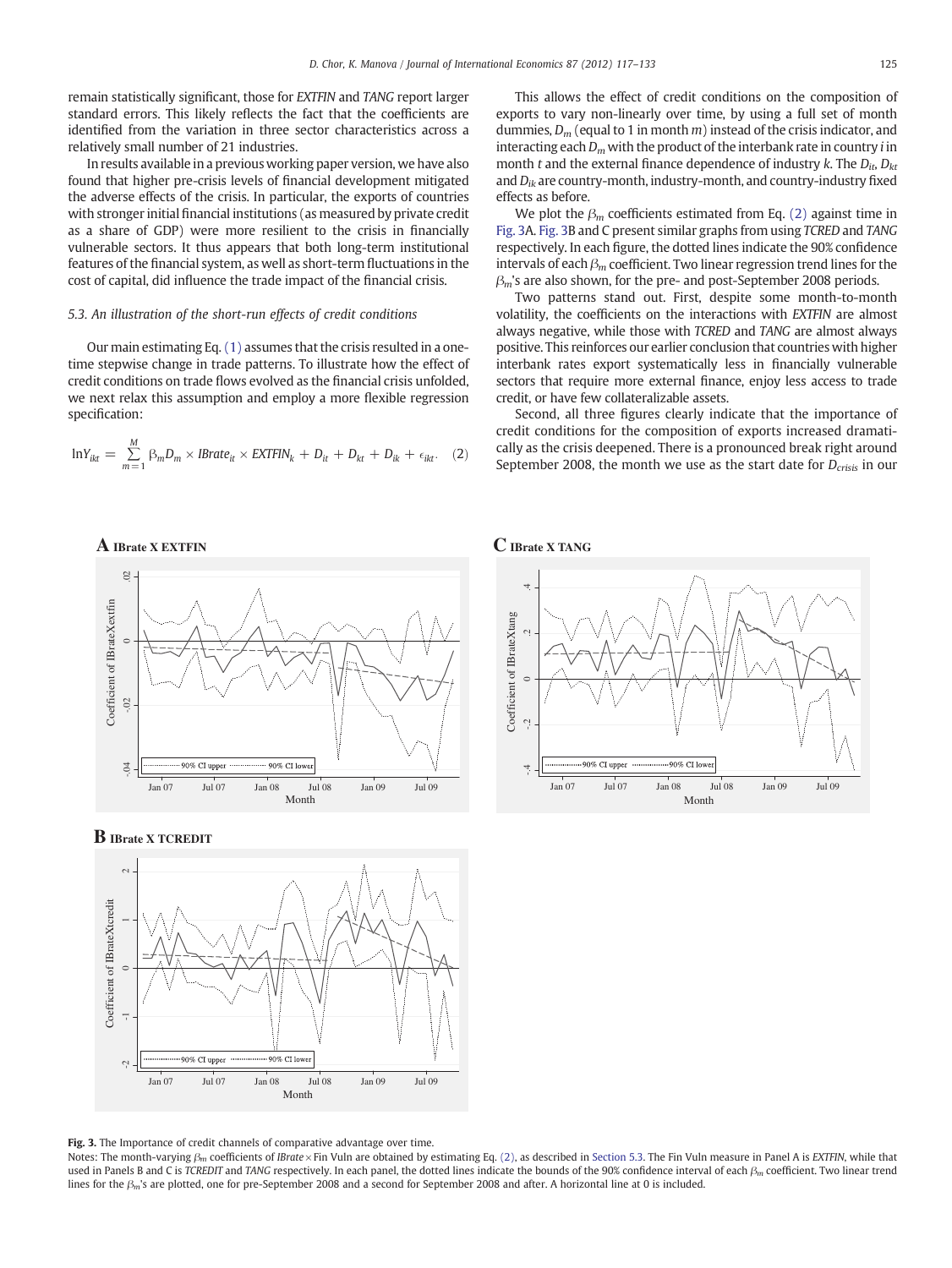remain statistically significant, those for *EXTFIN* and *TANG* report larger standard errors. This likely reflects the fact that the coefficients are identified from the variation in three sector characteristics across a relatively small number of 21 industries.

In results available in a previous working paper version, we have also found that higher pre-crisis levels of financial development mitigated the adverse effects of the crisis. In particular, the exports of countries with stronger initial financial institutions (as measured by private credit as a share of GDP) were more resilient to the crisis in financially vulnerable sectors. It thus appears that both long-term institutional features of the financial system, as well as short-term fluctuations in the cost of capital, did influence the trade impact of the financial crisis.

### 5.3. An illustration of the short-run effects of credit conditions

Our main estimating Eq. (1) assumes that the crisis resulted in a one-time stepwise change in trade patterns. To illustrate how the effect of credit conditions on trade flows evolved as the financial crisis unfolded, we next relax this assumption and employ a more flexible regression specification:

$$\ln Y_{ikt} = \sum_{m=1}^{M} \beta_m D_m \times IBrate_{it} \times EXTFIN_k + D_{it} + D_{kt} + D_{ik} + \epsilon_{ikt}. \quad (2)$$

This allows the effect of credit conditions on the composition of exports to vary non-linearly over time, by using a full set of month dummies, $D_m$ (equal to 1 in month $m$) instead of the crisis indicator, and interacting each $D_m$ with the product of the interbank rate in country $i$ in month $t$ and the external finance dependence of industry $k$. The $D_{it}$, $D_{kt}$ and $D_{ik}$ are country-month, industry-month, and country-industry fixed effects as before.

We plot the $\beta_m$ coefficients estimated from Eq. (2) against time in Fig. 3A. Fig. 3B and C present similar graphs from using *TCRED* and *TANG* respectively. In each figure, the dotted lines indicate the 90% confidence intervals of each $\beta_m$ coefficient. Two linear regression trend lines for the $\beta_m$'s are also shown, for the pre- and post-September 2008 periods.

Two patterns stand out. First, despite some month-to-month volatility, the coefficients on the interactions with *EXTFIN* are almost always negative, while those with *TCRED* and *TANG* are almost always positive. This reinforces our earlier conclusion that countries with higher interbank rates export systematically less in financially vulnerable sectors that require more external finance, enjoy less access to trade credit, or have few collateralizable assets.

Second, all three figures clearly indicate that the importance of credit conditions for the composition of exports increased dramatically as the crisis deepened. There is a pronounced break right around September 2008, the month we use as the start date for $D_{crisis}$ in our

**Fig. 3.** The Importance of credit channels of comparative advantage over time.

Notes: The month-varying $\beta_m$ coefficients of *IBrate* × Fin Vuln are obtained by estimating Eq. (2), as described in Section 5.3. The Fin Vuln measure in Panel A is *EXTFIN*, while that used in Panels B and C is *TCREDIT* and *TANG* respectively. In each panel, the dotted lines indicate the bounds of the 90% confidence interval of each $\beta_m$ coefficient. Two linear trend lines for the $\beta_m$'s are plotted, one for pre-September 2008 and a second for September 2008 and after. A horizontal line at 0 is included.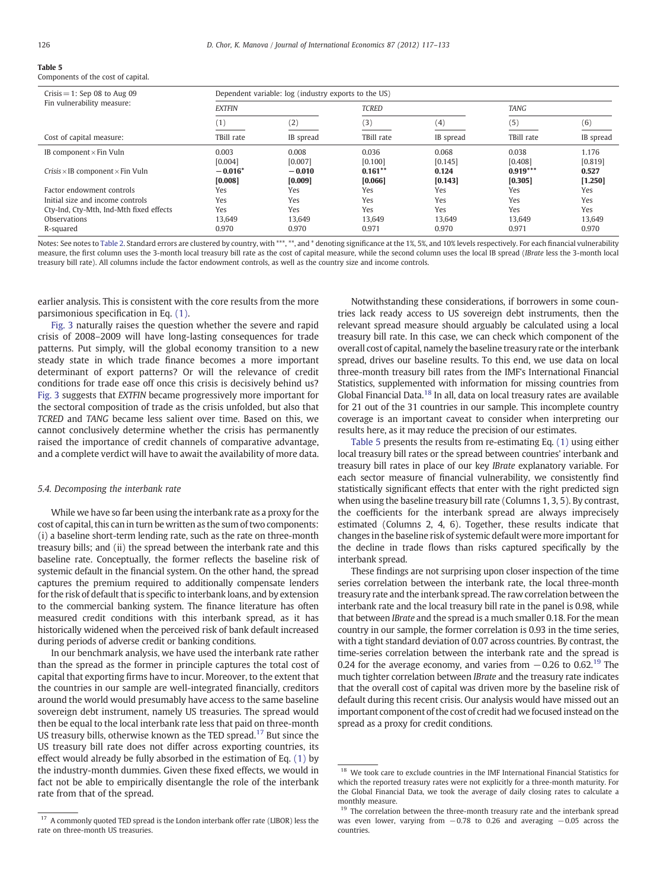**Table 5**
Components of the cost of capital.

| Crisis = 1: Sep 08 to Aug 09 | Dependent variable: log (industry exports to the US) | | | | | |
|---|---|---|---|---|---|---|
| Fin vulnerability measure: | *EXTFIN* | | *TCRED* | | *TANG* | |
| | (1) | (2) | (3) | (4) | (5) | (6) |
| Cost of capital measure: | TBill rate | IB spread | TBill rate | IB spread | TBill rate | IB spread |
| IB component × Fin Vuln | 0.003 | 0.008 | 0.036 | 0.068 | 0.038 | 1.176 |
| | [0.004] | [0.007] | [0.100] | [0.145] | [0.408] | [0.819] |
| *Crisis* × IB component × Fin Vuln | **−0.016*** | **−0.010** | **0.161**** | **0.124** | **0.919***** | **0.527** |
| | **[0.008]** | **[0.009]** | **[0.066]** | **[0.143]** | **[0.305]** | **[1.250]** |
| Factor endowment controls | Yes | Yes | Yes | Yes | Yes | Yes |
| Initial size and income controls | Yes | Yes | Yes | Yes | Yes | Yes |
| Cty-Ind, Cty-Mth, Ind-Mth fixed effects | Yes | Yes | Yes | Yes | Yes | Yes |
| Observations | 13,649 | 13,649 | 13,649 | 13,649 | 13,649 | 13,649 |
| R-squared | 0.970 | 0.970 | 0.971 | 0.970 | 0.971 | 0.970 |

Notes: See notes to Table 2. Standard errors are clustered by country, with ***, **, and * denoting significance at the 1%, 5%, and 10% levels respectively. For each financial vulnerability measure, the first column uses the 3-month local treasury bill rate as the cost of capital measure, while the second column uses the local IB spread (*IBrate* less the 3-month local treasury bill rate). All columns include the factor endowment controls, as well as the country size and income controls.

earlier analysis. This is consistent with the core results from the more parsimonious specification in Eq. (1).

Fig. 3 naturally raises the question whether the severe and rapid crisis of 2008–2009 will have long-lasting consequences for trade patterns. Put simply, will the global economy transition to a new steady state in which trade finance becomes a more important determinant of export patterns? Or will the relevance of credit conditions for trade ease off once this crisis is decisively behind us? Fig. 3 suggests that *EXTFIN* became progressively more important for the sectoral composition of trade as the crisis unfolded, but also that *TCRED* and *TANG* became less salient over time. Based on this, we cannot conclusively determine whether the crisis has permanently raised the importance of credit channels of comparative advantage, and a complete verdict will have to await the availability of more data.

### 5.4. Decomposing the interbank rate

While we have so far been using the interbank rate as a proxy for the cost of capital, this can in turn be written as the sum of two components: (i) a baseline short-term lending rate, such as the rate on three-month treasury bills; and (ii) the spread between the interbank rate and this baseline rate. Conceptually, the former reflects the baseline risk of systemic default in the financial system. On the other hand, the spread captures the premium required to additionally compensate lenders for the risk of default that is specific to interbank loans, and by extension to the commercial banking system. The finance literature has often measured credit conditions with this interbank spread, as it has historically widened when the perceived risk of bank default increased during periods of adverse credit or banking conditions.

In our benchmark analysis, we have used the interbank rate rather than the spread as the former in principle captures the total cost of capital that exporting firms have to incur. Moreover, to the extent that the countries in our sample are well-integrated financially, creditors around the world would presumably have access to the same baseline sovereign debt instrument, namely US treasuries. The spread would then be equal to the local interbank rate less that paid on three-month US treasury bills, otherwise known as the TED spread.[17] But since the US treasury bill rate does not differ across exporting countries, its effect would already be fully absorbed in the estimation of Eq. (1) by the industry-month dummies. Given these fixed effects, we would in fact not be able to empirically disentangle the role of the interbank rate from that of the spread.

Notwithstanding these considerations, if borrowers in some countries lack ready access to US sovereign debt instruments, then the relevant spread measure should arguably be calculated using a local treasury bill rate. In this case, we can check which component of the overall cost of capital, namely the baseline treasury rate or the interbank spread, drives our baseline results. To this end, we use data on local three-month treasury bill rates from the IMF's International Financial Statistics, supplemented with information for missing countries from Global Financial Data.[18] In all, data on local treasury rates are available for 21 out of the 31 countries in our sample. This incomplete country coverage is an important caveat to consider when interpreting our results here, as it may reduce the precision of our estimates.

Table 5 presents the results from re-estimating Eq. (1) using either local treasury bill rates or the spread between countries' interbank and treasury bill rates in place of our key *IBrate* explanatory variable. For each sector measure of financial vulnerability, we consistently find statistically significant effects that enter with the right predicted sign when using the baseline treasury bill rate (Columns 1, 3, 5). By contrast, the coefficients for the interbank spread are always imprecisely estimated (Columns 2, 4, 6). Together, these results indicate that changes in the baseline risk of systemic default were more important for the decline in trade flows than risks captured specifically by the interbank spread.

These findings are not surprising upon closer inspection of the time series correlation between the interbank rate, the local three-month treasury rate and the interbank spread. The raw correlation between the interbank rate and the local treasury bill rate in the panel is 0.98, while that between *IBrate* and the spread is a much smaller 0.18. For the mean country in our sample, the former correlation is 0.93 in the time series, with a tight standard deviation of 0.07 across countries. By contrast, the time-series correlation between the interbank rate and the spread is 0.24 for the average economy, and varies from −0.26 to 0.62.[19] The much tighter correlation between *IBrate* and the treasury rate indicates that the overall cost of capital was driven more by the baseline risk of default during this recent crisis. Our analysis would have missed out an important component of the cost of credit had we focused instead on the spread as a proxy for credit conditions.

[17] A commonly quoted TED spread is the London interbank offer rate (LIBOR) less the rate on three-month US treasuries.

[18] We took care to exclude countries in the IMF International Financial Statistics for which the reported treasury rates were not explicitly for a three-month maturity. For the Global Financial Data, we took the average of daily closing rates to calculate a monthly measure.

[19] The correlation between the three-month treasury rate and the interbank spread was even lower, varying from −0.78 to 0.26 and averaging −0.05 across the countries.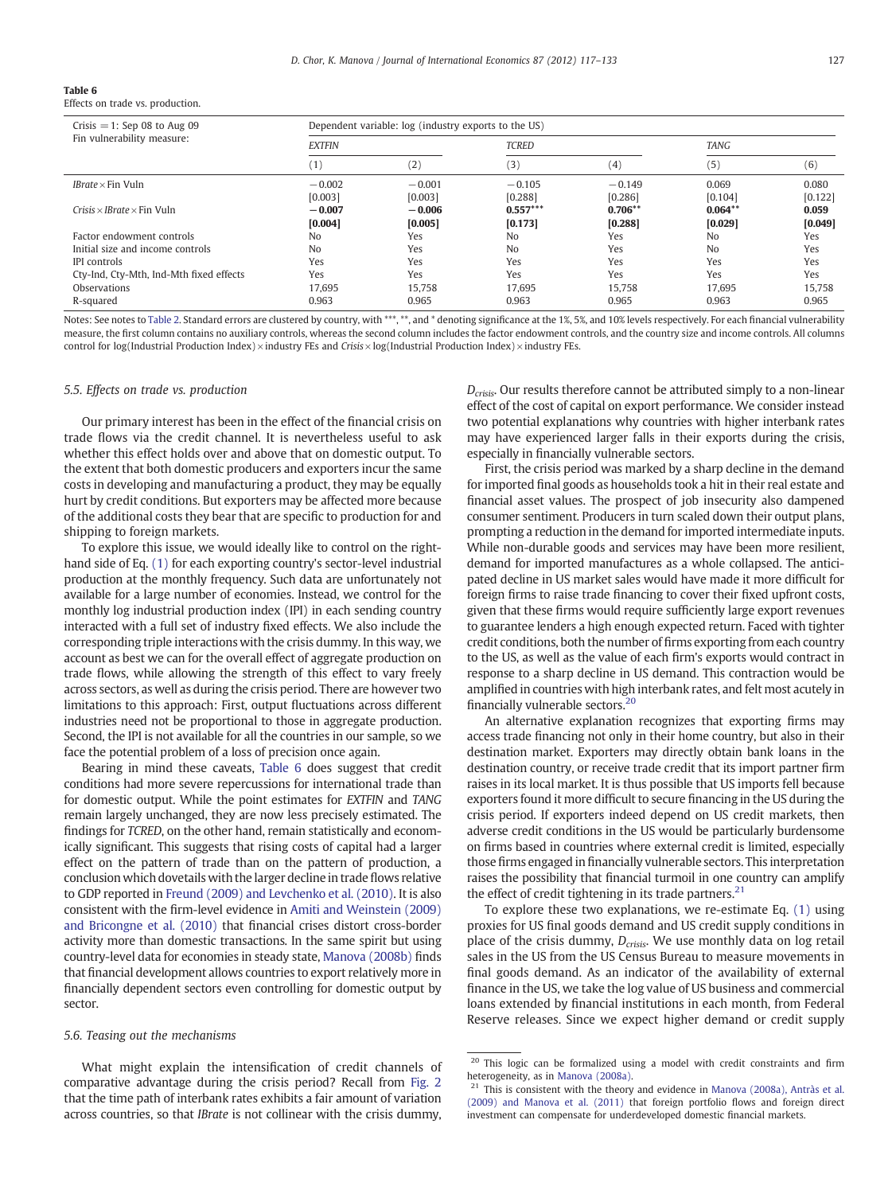**Table 6**
Effects on trade vs. production.

| Crisis = 1: Sep 08 to Aug 09 | Dependent variable: log (industry exports to the US) | | | | | |
|---|---|---|---|---|---|---|
| Fin vulnerability measure: | *EXTFIN* | | *TCRED* | | *TANG* | |
| | (1) | (2) | (3) | (4) | (5) | (6) |
| *IBrate* × Fin Vuln | −0.002 | −0.001 | −0.105 | −0.149 | 0.069 | 0.080 |
| | [0.003] | [0.003] | [0.288] | [0.286] | [0.104] | [0.122] |
| *Crisis* × *IBrate* × Fin Vuln | **−0.007** | **−0.006** | **0.557*\*\*** | **0.706\*\*** | **0.064\*\*** | **0.059** |
| | **[0.004]** | **[0.005]** | **[0.173]** | **[0.288]** | **[0.029]** | **[0.049]** |
| Factor endowment controls | No | Yes | No | Yes | No | Yes |
| Initial size and income controls | No | Yes | No | Yes | No | Yes |
| IPI controls | Yes | Yes | Yes | Yes | Yes | Yes |
| Cty-Ind, Cty-Mth, Ind-Mth fixed effects | Yes | Yes | Yes | Yes | Yes | Yes |
| Observations | 17,695 | 15,758 | 17,695 | 15,758 | 17,695 | 15,758 |
| R-squared | 0.963 | 0.965 | 0.963 | 0.965 | 0.963 | 0.965 |

Notes: See notes to Table 2. Standard errors are clustered by country, with \*\*\*, \*\*, and \* denoting significance at the 1%, 5%, and 10% levels respectively. For each financial vulnerability measure, the first column contains no auxiliary controls, whereas the second column includes the factor endowment controls, and the country size and income controls. All columns control for log(Industrial Production Index) × industry FEs and *Crisis* × log(Industrial Production Index) × industry FEs.

### 5.5. Effects on trade vs. production

Our primary interest has been in the effect of the financial crisis on trade flows via the credit channel. It is nevertheless useful to ask whether this effect holds over and above that on domestic output. To the extent that both domestic producers and exporters incur the same costs in developing and manufacturing a product, they may be equally hurt by credit conditions. But exporters may be affected more because of the additional costs they bear that are specific to production for and shipping to foreign markets.

To explore this issue, we would ideally like to control on the right-hand side of Eq. (1) for each exporting country's sector-level industrial production at the monthly frequency. Such data are unfortunately not available for a large number of economies. Instead, we control for the monthly log industrial production index (IPI) in each sending country interacted with a full set of industry fixed effects. We also include the corresponding triple interactions with the crisis dummy. In this way, we account as best we can for the overall effect of aggregate production on trade flows, while allowing the strength of this effect to vary freely across sectors, as well as during the crisis period. There are however two limitations to this approach: First, output fluctuations across different industries need not be proportional to those in aggregate production. Second, the IPI is not available for all the countries in our sample, so we face the potential problem of a loss of precision once again.

Bearing in mind these caveats, Table 6 does suggest that credit conditions had more severe repercussions for international trade than for domestic output. While the point estimates for *EXTFIN* and *TANG* remain largely unchanged, they are now less precisely estimated. The findings for *TCRED*, on the other hand, remain statistically and economically significant. This suggests that rising costs of capital had a larger effect on the pattern of trade than on the pattern of production, a conclusion which dovetails with the larger decline in trade flows relative to GDP reported in Freund (2009) and Levchenko et al. (2010). It is also consistent with the firm-level evidence in Amiti and Weinstein (2009) and Bricongne et al. (2010) that financial crises distort cross-border activity more than domestic transactions. In the same spirit but using country-level data for economies in steady state, Manova (2008b) finds that financial development allows countries to export relatively more in financially dependent sectors even controlling for domestic output by sector.

### 5.6. Teasing out the mechanisms

What might explain the intensification of credit channels of comparative advantage during the crisis period? Recall from Fig. 2 that the time path of interbank rates exhibits a fair amount of variation across countries, so that *IBrate* is not collinear with the crisis dummy, $D_{crisis}$. Our results therefore cannot be attributed simply to a non-linear effect of the cost of capital on export performance. We consider instead two potential explanations why countries with higher interbank rates may have experienced larger falls in their exports during the crisis, especially in financially vulnerable sectors.

First, the crisis period was marked by a sharp decline in the demand for imported final goods as households took a hit in their real estate and financial asset values. The prospect of job insecurity also dampened consumer sentiment. Producers in turn scaled down their output plans, prompting a reduction in the demand for imported intermediate inputs. While non-durable goods and services may have been more resilient, demand for imported manufactures as a whole collapsed. The anticipated decline in US market sales would have made it more difficult for foreign firms to raise trade financing to cover their fixed upfront costs, given that these firms would require sufficiently large export revenues to guarantee lenders a high enough expected return. Faced with tighter credit conditions, both the number of firms exporting from each country to the US, as well as the value of each firm's exports would contract in response to a sharp decline in US demand. This contraction would be amplified in countries with high interbank rates, and felt most acutely in financially vulnerable sectors.[20]

An alternative explanation recognizes that exporting firms may access trade financing not only in their home country, but also in their destination market. Exporters may directly obtain bank loans in the destination country, or receive trade credit that its import partner firm raises in its local market. It is thus possible that US imports fell because exporters found it more difficult to secure financing in the US during the crisis period. If exporters indeed depend on US credit markets, then adverse credit conditions in the US would be particularly burdensome on firms based in countries where external credit is limited, especially those firms engaged in financially vulnerable sectors. This interpretation raises the possibility that financial turmoil in one country can amplify the effect of credit tightening in its trade partners.[21]

To explore these two explanations, we re-estimate Eq. (1) using proxies for US final goods demand and US credit supply conditions in place of the crisis dummy, $D_{crisis}$. We use monthly data on log retail sales in the US from the US Census Bureau to measure movements in final goods demand. As an indicator of the availability of external finance in the US, we take the log value of US business and commercial loans extended by financial institutions in each month, from Federal Reserve releases. Since we expect higher demand or credit supply

[20] This logic can be formalized using a model with credit constraints and firm heterogeneity, as in Manova (2008a).

[21] This is consistent with the theory and evidence in Manova (2008a), Antràs et al. (2009) and Manova et al. (2011) that foreign portfolio flows and foreign direct investment can compensate for underdeveloped domestic financial markets.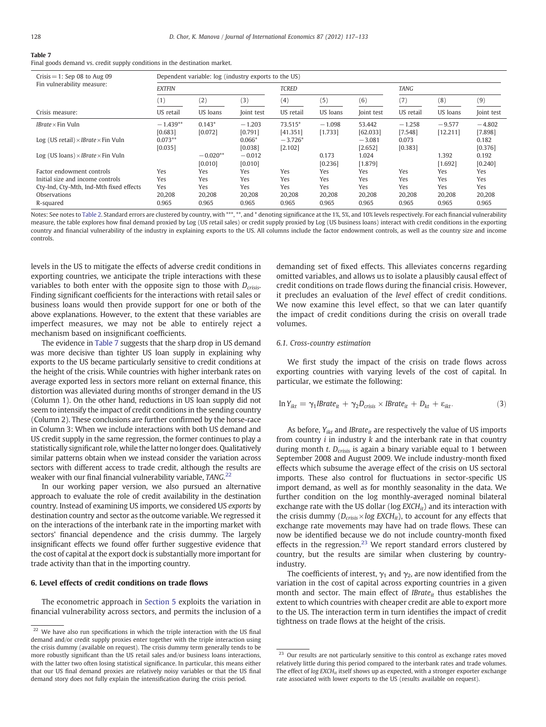**Table 7**
Final goods demand vs. credit supply conditions in the destination market.

| Crisis = 1: Sep 08 to Aug 09 | Dependent variable: log (industry exports to the US) | | | | | | | | |
|---|---|---|---|---|---|---|---|---|---|
| Fin vulnerability measure: | *EXTFIN* | | | *TCRED* | | | *TANG* | | |
| | (1) | (2) | (3) | (4) | (5) | (6) | (7) | (8) | (9) |
| Crisis measure: | US retail | US loans | Joint test | US retail | US loans | Joint test | US retail | US loans | Joint test |
| *IBrate* × Fin Vuln | −1.439** | 0.143* | −1.203 | 73.515* | −1.098 | 53.442 | −1.258 | −9.577 | −4.802 |
| | [0.683] | [0.072] | [0.791] | [41.351] | [1.733] | [62.033] | [7.548] | [12.211] | [7.898] |
| Log (US retail) × *IBrate* × Fin Vuln | 0.073** | | 0.066* | −3.726* | | −3.081 | 0.073 | | 0.182 |
| | [0.035] | | [0.038] | [2.102] | | [2.652] | [0.383] | | [0.376] |
| Log (US loans) × *IBrate* × Fin Vuln | | −0.020** | −0.012 | | 0.173 | 1.024 | | 1.392 | 0.192 |
| | | [0.010] | [0.010] | | [0.236] | [1.879] | | [1.692] | [0.240] |
| Factor endowment controls | Yes | Yes | Yes | Yes | Yes | Yes | Yes | Yes | Yes |
| Initial size and income controls | Yes | Yes | Yes | Yes | Yes | Yes | Yes | Yes | Yes |
| Cty-Ind, Cty-Mth, Ind-Mth fixed effects | Yes | Yes | Yes | Yes | Yes | Yes | Yes | Yes | Yes |
| Observations | 20,208 | 20,208 | 20,208 | 20,208 | 20,208 | 20,208 | 20,208 | 20,208 | 20,208 |
| R-squared | 0.965 | 0.965 | 0.965 | 0.965 | 0.965 | 0.965 | 0.965 | 0.965 | 0.965 |

Notes: See notes to Table 2. Standard errors are clustered by country, with ***, **, and * denoting significance at the 1%, 5%, and 10% levels respectively. For each financial vulnerability measure, the table explores how final demand proxied by Log (US retail sales) or credit supply proxied by Log (US business loans) interact with credit conditions in the exporting country and financial vulnerability of the industry in explaining exports to the US. All columns include the factor endowment controls, as well as the country size and income controls.

levels in the US to mitigate the effects of adverse credit conditions in exporting countries, we anticipate the triple interactions with these variables to both enter with the opposite sign to those with $D_{crisis}$. Finding significant coefficients for the interactions with retail sales or business loans would then provide support for one or both of the above explanations. However, to the extent that these variables are imperfect measures, we may not be able to entirely reject a mechanism based on insignificant coefficients.

The evidence in Table 7 suggests that the sharp drop in US demand was more decisive than tighter US loan supply in explaining why exports to the US became particularly sensitive to credit conditions at the height of the crisis. While countries with higher interbank rates on average exported less in sectors more reliant on external finance, this distortion was alleviated during months of stronger demand in the US (Column 1). On the other hand, reductions in US loan supply did not seem to intensify the impact of credit conditions in the sending country (Column 2). These conclusions are further confirmed by the horse-race in Column 3: When we include interactions with both US demand and US credit supply in the same regression, the former continues to play a statistically significant role, while the latter no longer does. Qualitatively similar patterns obtain when we instead consider the variation across sectors with different access to trade credit, although the results are weaker with our final financial vulnerability variable, *TANG*.[22]

In our working paper version, we also pursued an alternative approach to evaluate the role of credit availability in the destination country. Instead of examining US imports, we considered US *exports* by destination country and sector as the outcome variable. We regressed it on the interactions of the interbank rate in the importing market with sectors' financial dependence and the crisis dummy. The largely insignificant effects we found offer further suggestive evidence that the cost of capital at the export dock is substantially more important for trade activity than that in the importing country.

## 6. Level effects of credit conditions on trade flows

The econometric approach in Section 5 exploits the variation in financial vulnerability across sectors, and permits the inclusion of a demanding set of fixed effects. This alleviates concerns regarding omitted variables, and allows us to isolate a plausibly causal effect of credit conditions on trade flows during the financial crisis. However, it precludes an evaluation of the *level* effect of credit conditions. We now examine this level effect, so that we can later quantify the impact of credit conditions during the crisis on overall trade volumes.

### 6.1. Cross-country estimation

We first study the impact of the crisis on trade flows across exporting countries with varying levels of the cost of capital. In particular, we estimate the following:

$$\ln Y_{ikt} = \gamma_1 IBrate_{it} + \gamma_2 D_{crisis} \times IBrate_{it} + D_{kt} + \varepsilon_{ikt}. \quad (3)$$

As before, $Y_{ikt}$ and $IBrate_{it}$ are respectively the value of US imports from country $i$ in industry $k$ and the interbank rate in that country during month $t$. $D_{crisis}$ is again a binary variable equal to 1 between September 2008 and August 2009. We include industry-month fixed effects which subsume the average effect of the crisis on US sectoral imports. These also control for fluctuations in sector-specific US import demand, as well as for monthly seasonality in the data. We further condition on the log monthly-averaged nominal bilateral exchange rate with the US dollar ($\log EXCH_{it}$) and its interaction with the crisis dummy ($D_{crisis} \times \log EXCH_{it}$), to account for any effects that exchange rate movements may have had on trade flows. These can now be identified because we do not include country-month fixed effects in the regression.[23] We report standard errors clustered by country, but the results are similar when clustering by country-industry.

The coefficients of interest, $\gamma_1$ and $\gamma_2$, are now identified from the variation in the cost of capital across exporting countries in a given month and sector. The main effect of $IBrate_{it}$ thus establishes the extent to which countries with cheaper credit are able to export more to the US. The interaction term in turn identifies the impact of credit tightness on trade flows at the height of the crisis.

[22] We have also run specifications in which the triple interaction with the US final demand and/or credit supply proxies enter together with the triple interaction using the crisis dummy (available on request). The crisis dummy term generally tends to be more robustly significant than the US retail sales and/or business loans interactions, with the latter two often losing statistical significance. In particular, this means either that our US final demand proxies are relatively noisy variables or that the US final demand story does not fully explain the intensification during the crisis period.

[23] Our results are not particularly sensitive to this control as exchange rates moved relatively little during this period compared to the interbank rates and trade volumes. The effect of $\log EXCH_{it}$ itself shows up as expected, with a stronger exporter exchange rate associated with lower exports to the US (results available on request).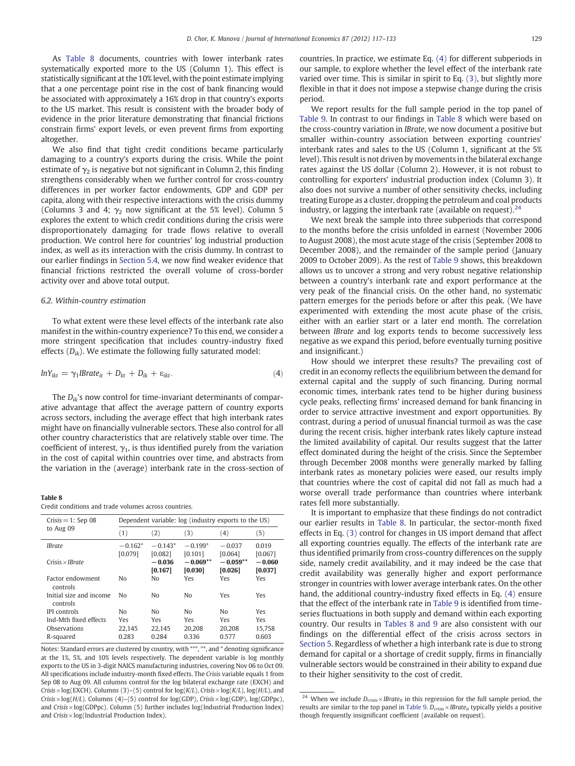As Table 8 documents, countries with lower interbank rates systematically exported more to the US (Column 1). This effect is statistically significant at the 10% level, with the point estimate implying that a one percentage point rise in the cost of bank financing would be associated with approximately a 16% drop in that country's exports to the US market. This result is consistent with the broader body of evidence in the prior literature demonstrating that financial frictions constrain firms' export levels, or even prevent firms from exporting altogether.

We also find that tight credit conditions became particularly damaging to a country's exports during the crisis. While the point estimate of $\gamma_2$ is negative but not significant in Column 2, this finding strengthens considerably when we further control for cross-country differences in per worker factor endowments, GDP and GDP per capita, along with their respective interactions with the crisis dummy (Columns 3 and 4; $\gamma_2$ now significant at the 5% level). Column 5 explores the extent to which credit conditions during the crisis were disproportionately damaging for trade flows relative to overall production. We control here for countries' log industrial production index, as well as its interaction with the crisis dummy. In contrast to our earlier findings in Section 5.4, we now find weaker evidence that financial frictions restricted the overall volume of cross-border activity over and above total output.

### 6.2. Within-country estimation

To what extent were these level effects of the interbank rate also manifest in the within-country experience? To this end, we consider a more stringent specification that includes country-industry fixed effects ($D_{ik}$). We estimate the following fully saturated model:

$$lnY_{ikt} = \gamma_1 IBrate_{it} + D_{kt} + D_{ik} + \varepsilon_{ikt}. \tag{4}$$

The $D_{ik}$'s now control for time-invariant determinants of comparative advantage that affect the average pattern of country exports across sectors, including the average effect that high interbank rates might have on financially vulnerable sectors. These also control for all other country characteristics that are relatively stable over time. The coefficient of interest, $\gamma_1$, is thus identified purely from the variation in the cost of capital within countries over time, and abstracts from the variation in the (average) interbank rate in the cross-section of countries. In practice, we estimate Eq. (4) for different subperiods in our sample, to explore whether the level effect of the interbank rate varied over time. This is similar in spirit to Eq. (3), but slightly more flexible in that it does not impose a stepwise change during the crisis period.

We report results for the full sample period in the top panel of Table 9. In contrast to our findings in Table 8 which were based on the cross-country variation in *IBrate*, we now document a positive but smaller within-country association between exporting countries' interbank rates and sales to the US (Column 1, significant at the 5% level). This result is not driven by movements in the bilateral exchange rates against the US dollar (Column 2). However, it is not robust to controlling for exporters' industrial production index (Column 3). It also does not survive a number of other sensitivity checks, including treating Europe as a cluster, dropping the petroleum and coal products industry, or lagging the interbank rate (available on request).[24]

We next break the sample into three subperiods that correspond to the months before the crisis unfolded in earnest (November 2006 to August 2008), the most acute stage of the crisis (September 2008 to December 2008), and the remainder of the sample period (January 2009 to October 2009). As the rest of Table 9 shows, this breakdown allows us to uncover a strong and very robust negative relationship between a country's interbank rate and export performance at the very peak of the financial crisis. On the other hand, no systematic pattern emerges for the periods before or after this peak. (We have experimented with extending the most acute phase of the crisis, either with an earlier start or a later end month. The correlation between *IBrate* and log exports tends to become successively less negative as we expand this period, before eventually turning positive and insignificant.)

How should we interpret these results? The prevailing cost of credit in an economy reflects the equilibrium between the demand for external capital and the supply of such financing. During normal economic times, interbank rates tend to be higher during business cycle peaks, reflecting firms' increased demand for bank financing in order to service attractive investment and export opportunities. By contrast, during a period of unusual financial turmoil as was the case during the recent crisis, higher interbank rates likely capture instead the limited availability of capital. Our results suggest that the latter effect dominated during the height of the crisis. Since the September through December 2008 months were generally marked by falling interbank rates as monetary policies were eased, our results imply that countries where the cost of capital did not fall as much had a worse overall trade performance than countries where interbank rates fell more substantially.

It is important to emphasize that these findings do not contradict our earlier results in Table 8. In particular, the sector-month fixed effects in Eq. (3) control for changes in US import demand that affect all exporting countries equally. The effects of the interbank rate are thus identified primarily from cross-country differences on the supply side, namely credit availability, and it may indeed be the case that credit availability was generally higher and export performance stronger in countries with lower average interbank rates. On the other hand, the additional country-industry fixed effects in Eq. (4) ensure that the effect of the interbank rate in Table 9 is identified from time-series fluctuations in both supply and demand within each exporting country. Our results in Tables 8 and 9 are also consistent with our findings on the differential effect of the crisis across sectors in Section 5. Regardless of whether a high interbank rate is due to strong demand for capital or a shortage of credit supply, firms in financially vulnerable sectors would be constrained in their ability to expand due to their higher sensitivity to the cost of credit.

**Table 8**
Credit conditions and trade volumes across countries.

| Crisis = 1: Sep 08 to Aug 09 | Dependent variable: log (industry exports to the US) | | | | |
|---|---|---|---|---|---|
| | (1) | (2) | (3) | (4) | (5) |
| *IBrate* | −0.162* | −0.143* | −0.199* | −0.037 | 0.019 |
| | [0.079] | [0.082] | [0.101] | [0.064] | [0.067] |
| Crisis × *IBrate* | | −0.036 | −0.069** | −0.059** | −0.060 |
| | | [0.167] | [0.030] | [0.026] | [0.037] |
| Factor endowment controls | No | No | Yes | Yes | Yes |
| Initial size and income controls | No | No | No | Yes | Yes |
| IPI controls | No | No | No | No | Yes |
| Ind-Mth fixed effects | Yes | Yes | Yes | Yes | Yes |
| Observations | 22,145 | 22,145 | 20,208 | 20,208 | 15,758 |
| R-squared | 0.283 | 0.284 | 0.336 | 0.577 | 0.603 |

Notes: Standard errors are clustered by country, with ***, **, and * denoting significance at the 1%, 5%, and 10% levels respectively. The dependent variable is log monthly exports to the US in 3-digit NAICS manufacturing industries, covering Nov 06 to Oct 09. All specifications include industry-month fixed effects. The *Crisis* variable equals 1 from Sep 08 to Aug 09. All columns control for the log bilateral exchange rate (EXCH) and *Crisis* × log(EXCH). Columns (3)–(5) control for log($K/L$), *Crisis* × log($K/L$), log($H/L$), and *Crisis* × log($H/L$). Columns (4)–(5) control for log(GDP), *Crisis* × log(GDP), log(GDPpc), and *Crisis* × log(GDPpc). Column (5) further includes log(Industrial Production Index) and *Crisis* × log(Industrial Production Index).

[24] When we include $D_{crisis} \times IBrate_{it}$ in this regression for the full sample period, the results are similar to the top panel in Table 9. $D_{crisis} \times IBrate_{it}$ typically yields a positive though frequently insignificant coefficient (available on request).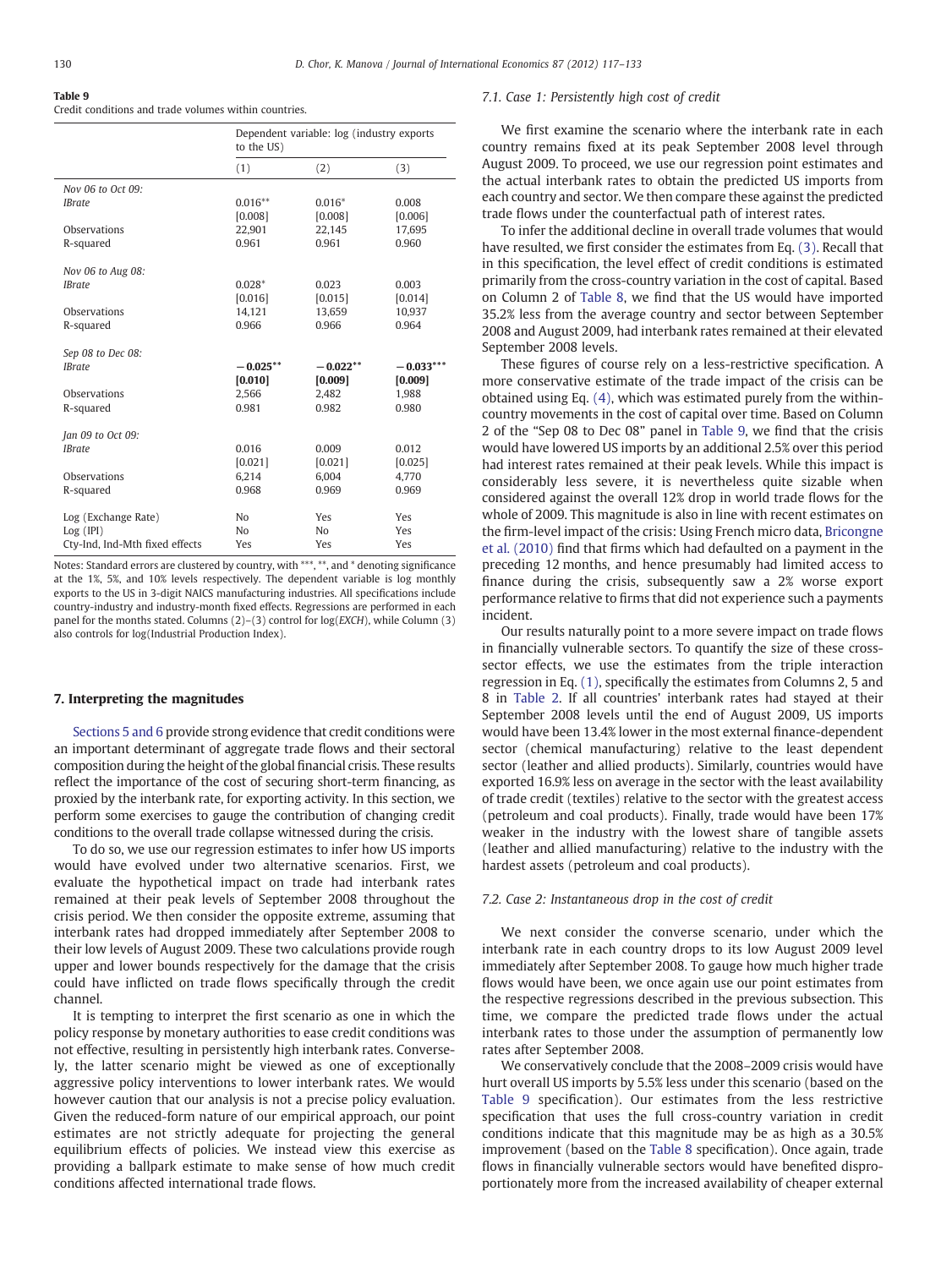**Table 9**
Credit conditions and trade volumes within countries.

| | Dependent variable: log (industry exports to the US) | | |
|---|---|---|---|
| | (1) | (2) | (3) |
| *Nov 06 to Oct 09:* | | | |
| *IBrate* | 0.016** | 0.016* | 0.008 |
| | [0.008] | [0.008] | [0.006] |
| Observations | 22,901 | 22,145 | 17,695 |
| R-squared | 0.961 | 0.961 | 0.960 |
| *Nov 06 to Aug 08:* | | | |
| *IBrate* | 0.028* | 0.023 | 0.003 |
| | [0.016] | [0.015] | [0.014] |
| Observations | 14,121 | 13,659 | 10,937 |
| R-squared | 0.966 | 0.966 | 0.964 |
| *Sep 08 to Dec 08:* | | | |
| *IBrate* | **−0.025**** | **−0.022**** | **−0.033***** |
| | **[0.010]** | **[0.009]** | **[0.009]** |
| Observations | 2,566 | 2,482 | 1,988 |
| R-squared | 0.981 | 0.982 | 0.980 |
| *Jan 09 to Oct 09:* | | | |
| *IBrate* | 0.016 | 0.009 | 0.012 |
| | [0.021] | [0.021] | [0.025] |
| Observations | 6,214 | 6,004 | 4,770 |
| R-squared | 0.968 | 0.969 | 0.969 |
| Log (Exchange Rate) | No | Yes | Yes |
| Log (IPI) | No | No | Yes |
| Cty-Ind, Ind-Mth fixed effects | Yes | Yes | Yes |

Notes: Standard errors are clustered by country, with ***, **, and * denoting significance at the 1%, 5%, and 10% levels respectively. The dependent variable is log monthly exports to the US in 3-digit NAICS manufacturing industries. All specifications include country-industry and industry-month fixed effects. Regressions are performed in each panel for the months stated. Columns (2)–(3) control for log(*EXCH*), while Column (3) also controls for log(Industrial Production Index).

## 7. Interpreting the magnitudes

Sections 5 and 6 provide strong evidence that credit conditions were an important determinant of aggregate trade flows and their sectoral composition during the height of the global financial crisis. These results reflect the importance of the cost of securing short-term financing, as proxied by the interbank rate, for exporting activity. In this section, we perform some exercises to gauge the contribution of changing credit conditions to the overall trade collapse witnessed during the crisis.

To do so, we use our regression estimates to infer how US imports would have evolved under two alternative scenarios. First, we evaluate the hypothetical impact on trade had interbank rates remained at their peak levels of September 2008 throughout the crisis period. We then consider the opposite extreme, assuming that interbank rates had dropped immediately after September 2008 to their low levels of August 2009. These two calculations provide rough upper and lower bounds respectively for the damage that the crisis could have inflicted on trade flows specifically through the credit channel.

It is tempting to interpret the first scenario as one in which the policy response by monetary authorities to ease credit conditions was not effective, resulting in persistently high interbank rates. Conversely, the latter scenario might be viewed as one of exceptionally aggressive policy interventions to lower interbank rates. We would however caution that our analysis is not a precise policy evaluation. Given the reduced-form nature of our empirical approach, our point estimates are not strictly adequate for projecting the general equilibrium effects of policies. We instead view this exercise as providing a ballpark estimate to make sense of how much credit conditions affected international trade flows.

### 7.1. Case 1: Persistently high cost of credit

We first examine the scenario where the interbank rate in each country remains fixed at its peak September 2008 level through August 2009. To proceed, we use our regression point estimates and the actual interbank rates to obtain the predicted US imports from each country and sector. We then compare these against the predicted trade flows under the counterfactual path of interest rates.

To infer the additional decline in overall trade volumes that would have resulted, we first consider the estimates from Eq. (3). Recall that in this specification, the level effect of credit conditions is estimated primarily from the cross-country variation in the cost of capital. Based on Column 2 of Table 8, we find that the US would have imported 35.2% less from the average country and sector between September 2008 and August 2009, had interbank rates remained at their elevated September 2008 levels.

These figures of course rely on a less-restrictive specification. A more conservative estimate of the trade impact of the crisis can be obtained using Eq. (4), which was estimated purely from the within-country movements in the cost of capital over time. Based on Column 2 of the "Sep 08 to Dec 08" panel in Table 9, we find that the crisis would have lowered US imports by an additional 2.5% over this period had interest rates remained at their peak levels. While this impact is considerably less severe, it is nevertheless quite sizable when considered against the overall 12% drop in world trade flows for the whole of 2009. This magnitude is also in line with recent estimates on the firm-level impact of the crisis: Using French micro data, Bricongne et al. (2010) find that firms which had defaulted on a payment in the preceding 12 months, and hence presumably had limited access to finance during the crisis, subsequently saw a 2% worse export performance relative to firms that did not experience such a payments incident.

Our results naturally point to a more severe impact on trade flows in financially vulnerable sectors. To quantify the size of these cross-sector effects, we use the estimates from the triple interaction regression in Eq. (1), specifically the estimates from Columns 2, 5 and 8 in Table 2. If all countries' interbank rates had stayed at their September 2008 levels until the end of August 2009, US imports would have been 13.4% lower in the most external finance-dependent sector (chemical manufacturing) relative to the least dependent sector (leather and allied products). Similarly, countries would have exported 16.9% less on average in the sector with the least availability of trade credit (textiles) relative to the sector with the greatest access (petroleum and coal products). Finally, trade would have been 17% weaker in the industry with the lowest share of tangible assets (leather and allied manufacturing) relative to the industry with the hardest assets (petroleum and coal products).

### 7.2. Case 2: Instantaneous drop in the cost of credit

We next consider the converse scenario, under which the interbank rate in each country drops to its low August 2009 level immediately after September 2008. To gauge how much higher trade flows would have been, we once again use our point estimates from the respective regressions described in the previous subsection. This time, we compare the predicted trade flows under the actual interbank rates to those under the assumption of permanently low rates after September 2008.

We conservatively conclude that the 2008–2009 crisis would have hurt overall US imports by 5.5% less under this scenario (based on the Table 9 specification). Our estimates from the less restrictive specification that uses the full cross-country variation in credit conditions indicate that this magnitude may be as high as a 30.5% improvement (based on the Table 8 specification). Once again, trade flows in financially vulnerable sectors would have benefited disproportionately more from the increased availability of cheaper external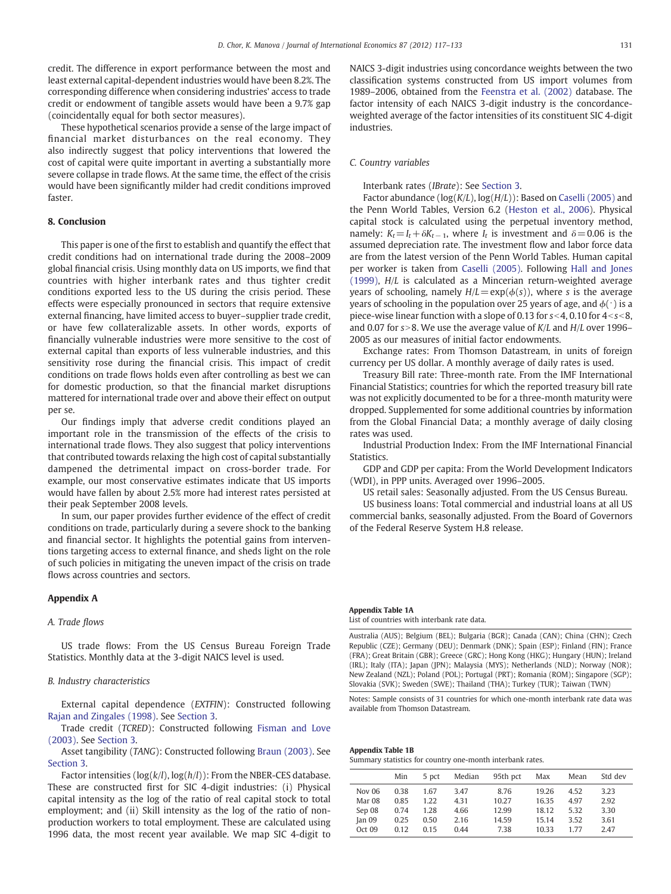credit. The difference in export performance between the most and least external capital-dependent industries would have been 8.2%. The corresponding difference when considering industries' access to trade credit or endowment of tangible assets would have been a 9.7% gap (coincidentally equal for both sector measures).

These hypothetical scenarios provide a sense of the large impact of financial market disturbances on the real economy. They also indirectly suggest that policy interventions that lowered the cost of capital were quite important in averting a substantially more severe collapse in trade flows. At the same time, the effect of the crisis would have been significantly milder had credit conditions improved faster.

## 8. Conclusion

This paper is one of the first to establish and quantify the effect that credit conditions had on international trade during the 2008–2009 global financial crisis. Using monthly data on US imports, we find that countries with higher interbank rates and thus tighter credit conditions exported less to the US during the crisis period. These effects were especially pronounced in sectors that require extensive external financing, have limited access to buyer–supplier trade credit, or have few collateralizable assets. In other words, exports of financially vulnerable industries were more sensitive to the cost of external capital than exports of less vulnerable industries, and this sensitivity rose during the financial crisis. This impact of credit conditions on trade flows holds even after controlling as best we can for domestic production, so that the financial market disruptions mattered for international trade over and above their effect on output per se.

Our findings imply that adverse credit conditions played an important role in the transmission of the effects of the crisis to international trade flows. They also suggest that policy interventions that contributed towards relaxing the high cost of capital substantially dampened the detrimental impact on cross-border trade. For example, our most conservative estimates indicate that US imports would have fallen by about 2.5% more had interest rates persisted at their peak September 2008 levels.

In sum, our paper provides further evidence of the effect of credit conditions on trade, particularly during a severe shock to the banking and financial sector. It highlights the potential gains from interventions targeting access to external finance, and sheds light on the role of such policies in mitigating the uneven impact of the crisis on trade flows across countries and sectors.

## Appendix A

### A. Trade flows

US trade flows: From the US Census Bureau Foreign Trade Statistics. Monthly data at the 3-digit NAICS level is used.

### B. Industry characteristics

External capital dependence (*EXTFIN*): Constructed following Rajan and Zingales (1998). See Section 3.

Trade credit (*TCRED*): Constructed following Fisman and Love (2003). See Section 3.

Asset tangibility (*TANG*): Constructed following Braun (2003). See Section 3.

Factor intensities ($\log(k/l)$, $\log(h/l)$): From the NBER-CES database. These are constructed first for SIC 4-digit industries: (i) Physical capital intensity as the log of the ratio of real capital stock to total employment; and (ii) Skill intensity as the log of the ratio of non-production workers to total employment. These are calculated using 1996 data, the most recent year available. We map SIC 4-digit to NAICS 3-digit industries using concordance weights between the two classification systems constructed from US import volumes from 1989–2006, obtained from the Feenstra et al. (2002) database. The factor intensity of each NAICS 3-digit industry is the concordance-weighted average of the factor intensities of its constituent SIC 4-digit industries.

### C. Country variables

Interbank rates (*IBrate*): See Section 3.

Factor abundance ($\log(K/L)$, $\log(H/L)$): Based on Caselli (2005) and the Penn World Tables, Version 6.2 (Heston et al., 2006). Physical capital stock is calculated using the perpetual inventory method, namely: $K_t = I_t + \delta K_{t-1}$, where $I_t$ is investment and $\delta = 0.06$ is the assumed depreciation rate. The investment flow and labor force data are from the latest version of the Penn World Tables. Human capital per worker is taken from Caselli (2005). Following Hall and Jones (1999), $H/L$ is calculated as a Mincerian return-weighted average years of schooling, namely $H/L = \exp(\phi(s))$, where $s$ is the average years of schooling in the population over 25 years of age, and $\phi(\cdot)$ is a piece-wise linear function with a slope of 0.13 for $s<4$, 0.10 for $4<s<8$, and 0.07 for $s>8$. We use the average value of $K/L$ and $H/L$ over 1996–2005 as our measures of initial factor endowments.

Exchange rates: From Thomson Datastream, in units of foreign currency per US dollar. A monthly average of daily rates is used.

Treasury Bill rate: Three-month rate. From the IMF International Financial Statistics; countries for which the reported treasury bill rate was not explicitly documented to be for a three-month maturity were dropped. Supplemented for some additional countries by information from the Global Financial Data; a monthly average of daily closing rates was used.

Industrial Production Index: From the IMF International Financial Statistics.

GDP and GDP per capita: From the World Development Indicators (WDI), in PPP units. Averaged over 1996–2005.

US retail sales: Seasonally adjusted. From the US Census Bureau.

US business loans: Total commercial and industrial loans at all US commercial banks, seasonally adjusted. From the Board of Governors of the Federal Reserve System H.8 release.

**Appendix Table 1A**
List of countries with interbank rate data.

Australia (AUS); Belgium (BEL); Bulgaria (BGR); Canada (CAN); China (CHN); Czech Republic (CZE); Germany (DEU); Denmark (DNK); Spain (ESP); Finland (FIN); France (FRA); Great Britain (GBR); Greece (GRC); Hong Kong (HKG); Hungary (HUN); Ireland (IRL); Italy (ITA); Japan (JPN); Malaysia (MYS); Netherlands (NLD); Norway (NOR); New Zealand (NZL); Poland (POL); Portugal (PRT); Romania (ROM); Singapore (SGP); Slovakia (SVK); Sweden (SWE); Thailand (THA); Turkey (TUR); Taiwan (TWN)

Notes: Sample consists of 31 countries for which one-month interbank rate data was available from Thomson Datastream.

**Appendix Table 1B**
Summary statistics for country one-month interbank rates.

| | Min | 5 pct | Median | 95th pct | Max | Mean | Std dev |
|---|---|---|---|---|---|---|---|
| Nov 06 | 0.38 | 1.67 | 3.47 | 8.76 | 19.26 | 4.52 | 3.23 |
| Mar 08 | 0.85 | 1.22 | 4.31 | 10.27 | 16.35 | 4.97 | 2.92 |
| Sep 08 | 0.74 | 1.28 | 4.66 | 12.99 | 18.12 | 5.32 | 3.30 |
| Jan 09 | 0.25 | 0.50 | 2.16 | 14.59 | 15.14 | 3.52 | 3.61 |
| Oct 09 | 0.12 | 0.15 | 0.44 | 7.38 | 10.33 | 1.77 | 2.47 |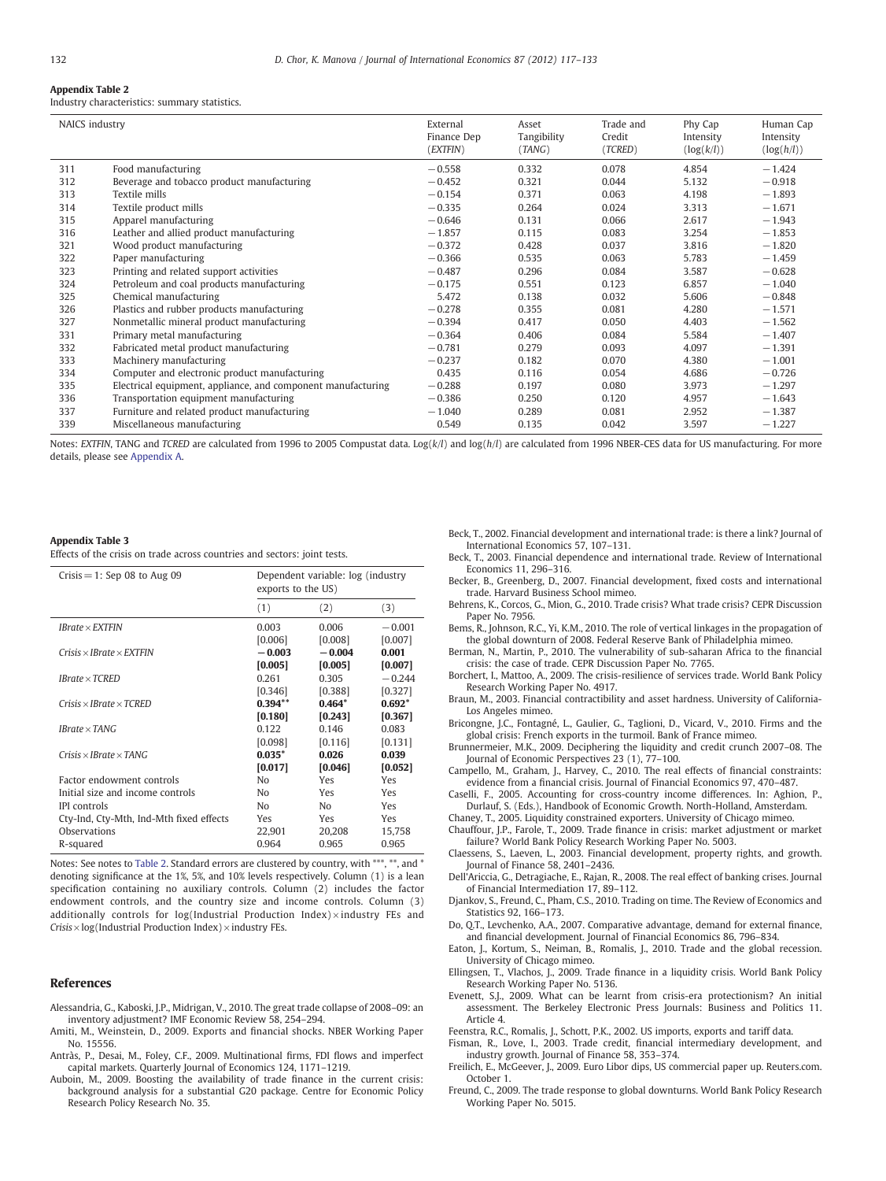**Appendix Table 2**

Industry characteristics: summary statistics.

| NAICS industry | | External Finance Dep (*EXTFIN*) | Asset Tangibility (*TANG*) | Trade and Credit (*TCRED*) | Phy Cap Intensity ($\log(k/l)$) | Human Cap Intensity ($\log(h/l)$) |
|---|---|---|---|---|---|---|
| 311 | Food manufacturing | −0.558 | 0.332 | 0.078 | 4.854 | −1.424 |
| 312 | Beverage and tobacco product manufacturing | −0.452 | 0.321 | 0.044 | 5.132 | −0.918 |
| 313 | Textile mills | −0.154 | 0.371 | 0.063 | 4.198 | −1.893 |
| 314 | Textile product mills | −0.335 | 0.264 | 0.024 | 3.313 | −1.671 |
| 315 | Apparel manufacturing | −0.646 | 0.131 | 0.066 | 2.617 | −1.943 |
| 316 | Leather and allied product manufacturing | −1.857 | 0.115 | 0.083 | 3.254 | −1.853 |
| 321 | Wood product manufacturing | −0.372 | 0.428 | 0.037 | 3.816 | −1.820 |
| 322 | Paper manufacturing | −0.366 | 0.535 | 0.063 | 5.783 | −1.459 |
| 323 | Printing and related support activities | −0.487 | 0.296 | 0.084 | 3.587 | −0.628 |
| 324 | Petroleum and coal products manufacturing | −0.175 | 0.551 | 0.123 | 6.857 | −1.040 |
| 325 | Chemical manufacturing | 5.472 | 0.138 | 0.032 | 5.606 | −0.848 |
| 326 | Plastics and rubber products manufacturing | −0.278 | 0.355 | 0.081 | 4.280 | −1.571 |
| 327 | Nonmetallic mineral product manufacturing | −0.394 | 0.417 | 0.050 | 4.403 | −1.562 |
| 331 | Primary metal manufacturing | −0.364 | 0.406 | 0.084 | 5.584 | −1.407 |
| 332 | Fabricated metal product manufacturing | −0.781 | 0.279 | 0.093 | 4.097 | −1.391 |
| 333 | Machinery manufacturing | −0.237 | 0.182 | 0.070 | 4.380 | −1.001 |
| 334 | Computer and electronic product manufacturing | 0.435 | 0.116 | 0.054 | 4.686 | −0.726 |
| 335 | Electrical equipment, appliance, and component manufacturing | −0.288 | 0.197 | 0.080 | 3.973 | −1.297 |
| 336 | Transportation equipment manufacturing | −0.386 | 0.250 | 0.120 | 4.957 | −1.643 |
| 337 | Furniture and related product manufacturing | −1.040 | 0.289 | 0.081 | 2.952 | −1.387 |
| 339 | Miscellaneous manufacturing | 0.549 | 0.135 | 0.042 | 3.597 | −1.227 |

Notes: *EXTFIN*, TANG and *TCRED* are calculated from 1996 to 2005 Compustat data. Log($k/l$) and log($h/l$) are calculated from 1996 NBER-CES data for US manufacturing. For more details, please see Appendix A.

**Appendix Table 3**

Effects of the crisis on trade across countries and sectors: joint tests.

| Crisis = 1: Sep 08 to Aug 09 | Dependent variable: log (industry exports to the US) | | |
|---|---|---|---|
| | (1) | (2) | (3) |
| *IBrate* × *EXTFIN* | 0.003 | 0.006 | −0.001 |
| | [0.006] | [0.008] | [0.007] |
| *Crisis* × *IBrate* × *EXTFIN* | **−0.003** | **−0.004** | **0.001** |
| | **[0.005]** | **[0.005]** | **[0.007]** |
| *IBrate* × *TCRED* | 0.261 | 0.305 | −0.244 |
| | [0.346] | [0.388] | [0.327] |
| *Crisis* × *IBrate* × *TCRED* | **0.394**\*\* | **0.464**\* | **0.692**\* |
| | **[0.180]** | **[0.243]** | **[0.367]** |
| *IBrate* × *TANG* | 0.122 | 0.146 | 0.083 |
| | [0.098] | [0.116] | [0.131] |
| *Crisis* × *IBrate* × *TANG* | **0.035**\* | **0.026** | **0.039** |
| | **[0.017]** | **[0.046]** | **[0.052]** |
| Factor endowment controls | No | Yes | Yes |
| Initial size and income controls | No | Yes | Yes |
| IPI controls | No | No | Yes |
| Cty-Ind, Cty-Mth, Ind-Mth fixed effects | Yes | Yes | Yes |
| Observations | 22,901 | 20,208 | 15,758 |
| R-squared | 0.964 | 0.965 | 0.965 |

Notes: See notes to Table 2. Standard errors are clustered by country, with \*\*\*, \*\*, and \* denoting significance at the 1%, 5%, and 10% levels respectively. Column (1) is a lean specification containing no auxiliary controls. Column (2) includes the factor endowment controls, and the country size and income controls. Column (3) additionally controls for log(Industrial Production Index) × industry FEs and *Crisis* × log(Industrial Production Index) × industry FEs.

## References

Alessandria, G., Kaboski, J.P., Midrigan, V., 2010. The great trade collapse of 2008–09: an inventory adjustment? IMF Economic Review 58, 254–294.

Amiti, M., Weinstein, D., 2009. Exports and financial shocks. NBER Working Paper No. 15556.

Antràs, P., Desai, M., Foley, C.F., 2009. Multinational firms, FDI flows and imperfect capital markets. Quarterly Journal of Economics 124, 1171–1219.

Auboin, M., 2009. Boosting the availability of trade finance in the current crisis: background analysis for a substantial G20 package. Centre for Economic Policy Research Policy Research No. 35.

Beck, T., 2002. Financial development and international trade: is there a link? Journal of International Economics 57, 107–131.

Beck, T., 2003. Financial dependence and international trade. Review of International Economics 11, 296–316.

Becker, B., Greenberg, D., 2007. Financial development, fixed costs and international trade. Harvard Business School mimeo.

Behrens, K., Corcos, G., Mion, G., 2010. Trade crisis? What trade crisis? CEPR Discussion Paper No. 7956.

Bems, R., Johnson, R.C., Yi, K.M., 2010. The role of vertical linkages in the propagation of the global downturn of 2008. Federal Reserve Bank of Philadelphia mimeo.

Berman, N., Martin, P., 2010. The vulnerability of sub-saharan Africa to the financial crisis: the case of trade. CEPR Discussion Paper No. 7765.

Borchert, I., Mattoo, A., 2009. The crisis-resilience of services trade. World Bank Policy Research Working Paper No. 4917.

Braun, M., 2003. Financial contractibility and asset hardness. University of California-Los Angeles mimeo.

Bricongne, J.C., Fontagné, L., Gaulier, G., Taglioni, D., Vicard, V., 2010. Firms and the global crisis: French exports in the turmoil. Bank of France mimeo.

Brunnermeier, M.K., 2009. Deciphering the liquidity and credit crunch 2007–08. The Journal of Economic Perspectives 23 (1), 77–100.

Campello, M., Graham, J., Harvey, C., 2010. The real effects of financial constraints: evidence from a financial crisis. Journal of Financial Economics 97, 470–487.

Caselli, F., 2005. Accounting for cross-country income differences. In: Aghion, P., Durlauf, S. (Eds.), Handbook of Economic Growth. North-Holland, Amsterdam.

Chaney, T., 2005. Liquidity constrained exporters. University of Chicago mimeo.

Chauffour, J.P., Farole, T., 2009. Trade finance in crisis: market adjustment or market failure? World Bank Policy Research Working Paper No. 5003.

Claessens, S., Laeven, L., 2003. Financial development, property rights, and growth. Journal of Finance 58, 2401–2436.

Dell'Ariccia, G., Detragiache, E., Rajan, R., 2008. The real effect of banking crises. Journal of Financial Intermediation 17, 89–112.

Djankov, S., Freund, C., Pham, C.S., 2010. Trading on time. The Review of Economics and Statistics 92, 166–173.

Do, Q.T., Levchenko, A.A., 2007. Comparative advantage, demand for external finance, and financial development. Journal of Financial Economics 86, 796–834.

Eaton, J., Kortum, S., Neiman, B., Romalis, J., 2010. Trade and the global recession. University of Chicago mimeo.

Ellingsen, T., Vlachos, J., 2009. Trade finance in a liquidity crisis. World Bank Policy Research Working Paper No. 5136.

Evenett, S.J., 2009. What can be learnt from crisis-era protectionism? An initial assessment. The Berkeley Electronic Press Journals: Business and Politics 11. Article 4.

Feenstra, R.C., Romalis, J., Schott, P.K., 2002. US imports, exports and tariff data.

Fisman, R., Love, I., 2003. Trade credit, financial intermediary development, and industry growth. Journal of Finance 58, 353–374.

Freilich, E., McGeever, J., 2009. Euro Libor dips, US commercial paper up. Reuters.com. October 1.

Freund, C., 2009. The trade response to global downturns. World Bank Policy Research Working Paper No. 5015.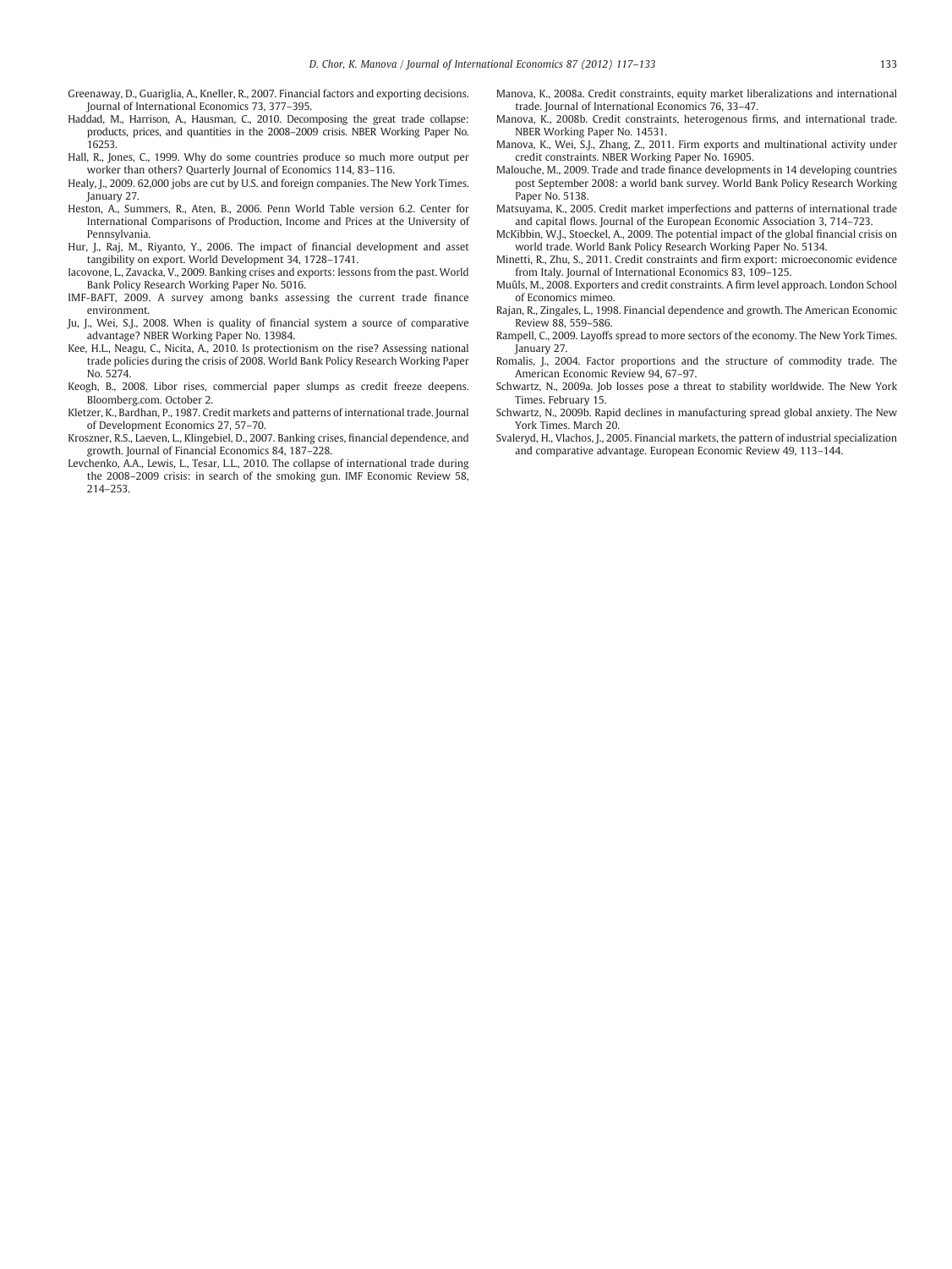Greenaway, D., Guariglia, A., Kneller, R., 2007. Financial factors and exporting decisions. Journal of International Economics 73, 377–395.

Haddad, M., Harrison, A., Hausman, C., 2010. Decomposing the great trade collapse: products, prices, and quantities in the 2008–2009 crisis. NBER Working Paper No. 16253.

Hall, R., Jones, C., 1999. Why do some countries produce so much more output per worker than others? Quarterly Journal of Economics 114, 83–116.

Healy, J., 2009. 62,000 jobs are cut by U.S. and foreign companies. The New York Times. January 27.

Heston, A., Summers, R., Aten, B., 2006. Penn World Table version 6.2. Center for International Comparisons of Production, Income and Prices at the University of Pennsylvania.

Hur, J., Raj, M., Riyanto, Y., 2006. The impact of financial development and asset tangibility on export. World Development 34, 1728–1741.

Iacovone, L., Zavacka, V., 2009. Banking crises and exports: lessons from the past. World Bank Policy Research Working Paper No. 5016.

IMF-BAFT, 2009. A survey among banks assessing the current trade finance environment.

Ju, J., Wei, S.J., 2008. When is quality of financial system a source of comparative advantage? NBER Working Paper No. 13984.

Kee, H.L., Neagu, C., Nicita, A., 2010. Is protectionism on the rise? Assessing national trade policies during the crisis of 2008. World Bank Policy Research Working Paper No. 5274.

Keogh, B., 2008. Libor rises, commercial paper slumps as credit freeze deepens. Bloomberg.com. October 2.

Kletzer, K., Bardhan, P., 1987. Credit markets and patterns of international trade. Journal of Development Economics 27, 57–70.

Kroszner, R.S., Laeven, L., Klingebiel, D., 2007. Banking crises, financial dependence, and growth. Journal of Financial Economics 84, 187–228.

Levchenko, A.A., Lewis, L., Tesar, L.L., 2010. The collapse of international trade during the 2008–2009 crisis: in search of the smoking gun. IMF Economic Review 58, 214–253.

Manova, K., 2008a. Credit constraints, equity market liberalizations and international trade. Journal of International Economics 76, 33–47.

Manova, K., 2008b. Credit constraints, heterogenous firms, and international trade. NBER Working Paper No. 14531.

Manova, K., Wei, S.J., Zhang, Z., 2011. Firm exports and multinational activity under credit constraints. NBER Working Paper No. 16905.

Malouche, M., 2009. Trade and trade finance developments in 14 developing countries post September 2008: a world bank survey. World Bank Policy Research Working Paper No. 5138.

Matsuyama, K., 2005. Credit market imperfections and patterns of international trade and capital flows. Journal of the European Economic Association 3, 714–723.

McKibbin, W.J., Stoeckel, A., 2009. The potential impact of the global financial crisis on world trade. World Bank Policy Research Working Paper No. 5134.

Minetti, R., Zhu, S., 2011. Credit constraints and firm export: microeconomic evidence from Italy. Journal of International Economics 83, 109–125.

Muûls, M., 2008. Exporters and credit constraints. A firm level approach. London School of Economics mimeo.

Rajan, R., Zingales, L., 1998. Financial dependence and growth. The American Economic Review 88, 559–586.

Rampell, C., 2009. Layoffs spread to more sectors of the economy. The New York Times. January 27.

Romalis, J., 2004. Factor proportions and the structure of commodity trade. The American Economic Review 94, 67–97.

Schwartz, N., 2009a. Job losses pose a threat to stability worldwide. The New York Times. February 15.

Schwartz, N., 2009b. Rapid declines in manufacturing spread global anxiety. The New York Times. March 20.

Svaleryd, H., Vlachos, J., 2005. Financial markets, the pattern of industrial specialization and comparative advantage. European Economic Review 49, 113–144.